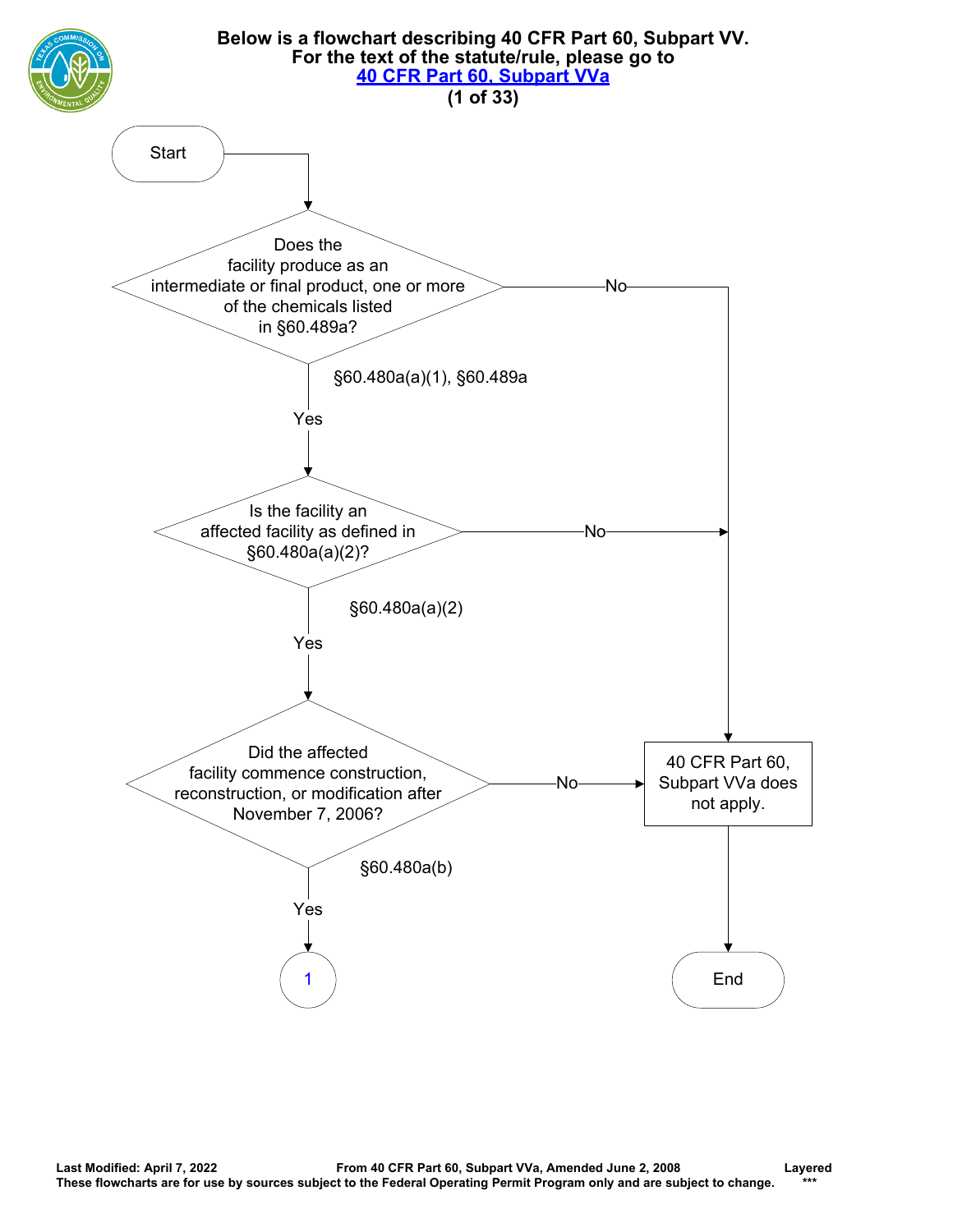**Below is a flowchart describing 40 CFR Part 60, Subpart VV.**
**For the text of the statute/rule, please go to**
**[40 CFR Part 60, Subpart VVa](40 CFR Part 60, Subpart VVa)**

Start

Does the facility produce as an intermediate or final product, one or more of the chemicals listed in §60.489a?

§60.480a(a)(1), §60.489a

- No → 40 CFR Part 60, Subpart VVa does not apply. → End
- Yes ↓

Is the facility an affected facility as defined in §60.480a(a)(2)?

§60.480a(a)(2)

- No → 40 CFR Part 60, Subpart VVa does not apply. → End
- Yes ↓

Did the affected facility commence construction, reconstruction, or modification after November 7, 2006?

§60.480a(b)

- No → 40 CFR Part 60, Subpart VVa does not apply. → End
- Yes → 1

Last Modified: April 7, 2022 From 40 CFR Part 60, Subpart VVa, Amended June 2, 2008 Layered
These flowcharts are for use by sources subject to the Federal Operating Permit Program only and are subject to change. ***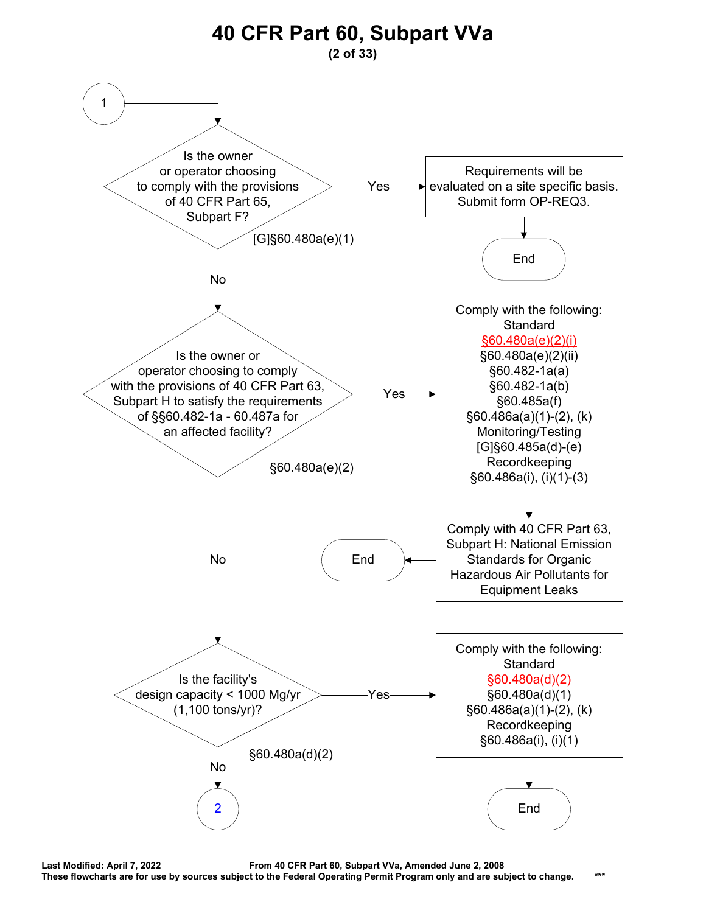# 40 CFR Part 60, Subpart VVa

**(2 of 33)**

**1**

**Is the owner or operator choosing to comply with the provisions of 40 CFR Part 65, Subpart F?** [G]§60.480a(e)(1)

- **Yes** → Requirements will be evaluated on a site specific basis. Submit form OP-REQ3. → End
- **No** → continue

**Is the owner or operator choosing to comply with the provisions of 40 CFR Part 63, Subpart H to satisfy the requirements of §§60.482-1a - 60.487a for an affected facility?** §60.480a(e)(2)

- **Yes** → Comply with the following:
  - Standard
    - §60.480a(e)(2)(i)
    - §60.480a(e)(2)(ii)
    - §60.482-1a(a)
    - §60.482-1a(b)
    - §60.485a(f)
    - §60.486a(a)(1)-(2), (k)
  - Monitoring/Testing
    - [G]§60.485a(d)-(e)
  - Recordkeeping
    - §60.486a(i), (i)(1)-(3)

  → Comply with 40 CFR Part 63, Subpart H: National Emission Standards for Organic Hazardous Air Pollutants for Equipment Leaks → End
- **No** → continue

**Is the facility's design capacity < 1000 Mg/yr (1,100 tons/yr)?** §60.480a(d)(2)

- **Yes** → Comply with the following:
  - Standard
    - §60.480a(d)(2)
    - §60.480a(d)(1)
    - §60.486a(a)(1)-(2), (k)
  - Recordkeeping
    - §60.486a(i), (i)(1)

  → End
- **No** → **2**

Last Modified: April 7, 2022 From 40 CFR Part 60, Subpart VVa, Amended June 2, 2008

These flowcharts are for use by sources subject to the Federal Operating Permit Program only and are subject to change. ***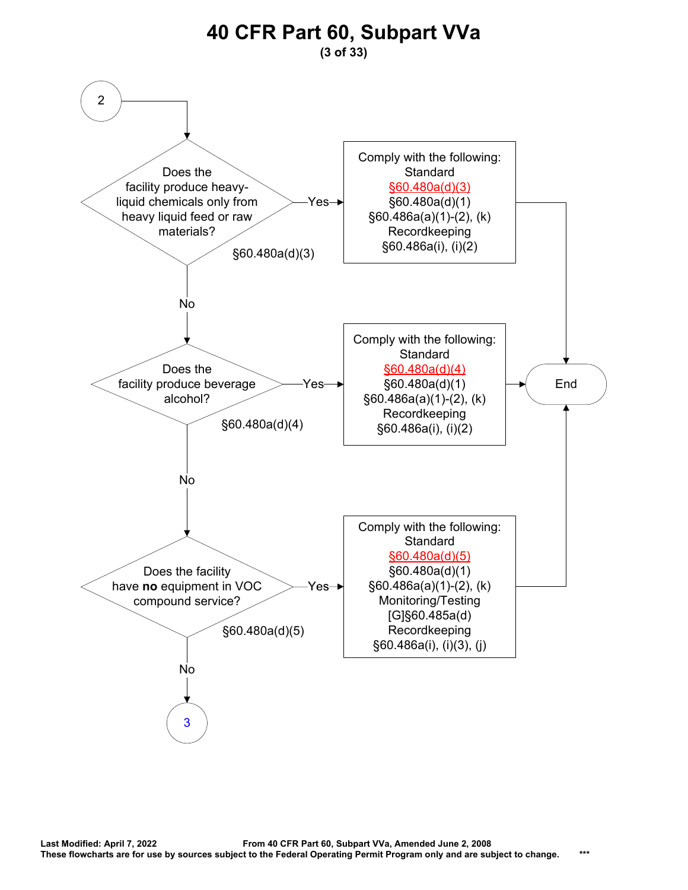# 40 CFR Part 60, Subpart VVa

(2)

**Does the facility produce heavy-liquid chemicals only from heavy liquid feed or raw materials?** §60.480a(d)(3)

- Yes → Comply with the following:
  - Standard
    - §60.480a(d)(3)
    - §60.480a(d)(1)
    - §60.486a(a)(1)-(2), (k)
  - Recordkeeping
    - §60.486a(i), (i)(2)
  - → End
- No ↓

**Does the facility produce beverage alcohol?** §60.480a(d)(4)

- Yes → Comply with the following:
  - Standard
    - §60.480a(d)(4)
    - §60.480a(d)(1)
    - §60.486a(a)(1)-(2), (k)
  - Recordkeeping
    - §60.486a(i), (i)(2)
  - → End
- No ↓

**Does the facility have no equipment in VOC compound service?** §60.480a(d)(5)

- Yes → Comply with the following:
  - Standard
    - §60.480a(d)(5)
    - §60.480a(d)(1)
    - §60.486a(a)(1)-(2), (k)
  - Monitoring/Testing
    - [G]§60.485a(d)
  - Recordkeeping
    - §60.486a(i), (i)(3), (j)
  - → End
- No → (3)

**Last Modified: April 7, 2022** **From 40 CFR Part 60, Subpart VVa, Amended June 2, 2008**

**These flowcharts are for use by sources subject to the Federal Operating Permit Program only and are subject to change.** ***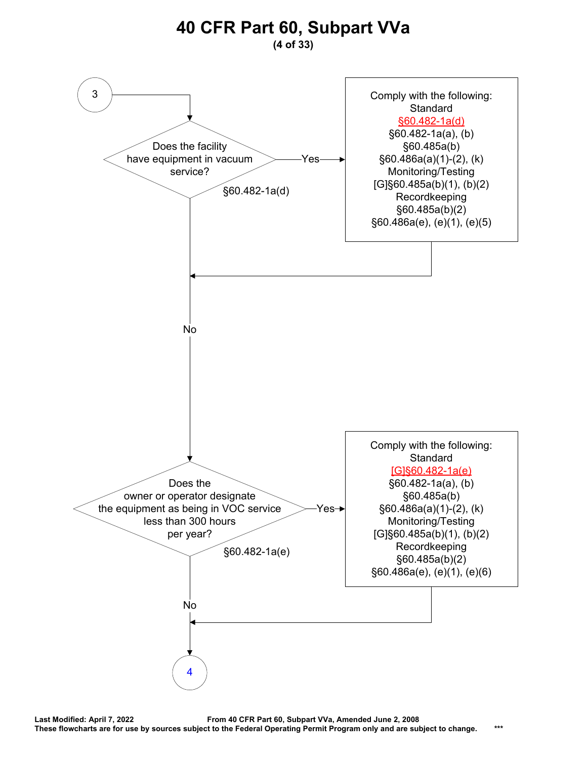# 40 CFR Part 60, Subpart VVa

**(4 of 33)**

**3** →

**Does the facility have equipment in vacuum service?** §60.482-1a(d)

- **Yes** → Comply with the following:
  - Standard
    - §60.482-1a(d)
    - §60.482-1a(a), (b)
    - §60.485a(b)
    - §60.486a(a)(1)-(2), (k)
  - Monitoring/Testing
    - [G]§60.485a(b)(1), (b)(2)
  - Recordkeeping
    - §60.485a(b)(2)
    - §60.486a(e), (e)(1), (e)(5)
- **No** → continue

**Does the owner or operator designate the equipment as being in VOC service less than 300 hours per year?** §60.482-1a(e)

- **Yes** → Comply with the following:
  - Standard
    - [G]§60.482-1a(e)
    - §60.482-1a(a), (b)
    - §60.485a(b)
    - §60.486a(a)(1)-(2), (k)
  - Monitoring/Testing
    - [G]§60.485a(b)(1), (b)(2)
  - Recordkeeping
    - §60.485a(b)(2)
    - §60.486a(e), (e)(1), (e)(6)
- **No** → continue

→ **4**

**Last Modified: April 7, 2022** **From 40 CFR Part 60, Subpart VVa, Amended June 2, 2008**

**These flowcharts are for use by sources subject to the Federal Operating Permit Program only and are subject to change.** ***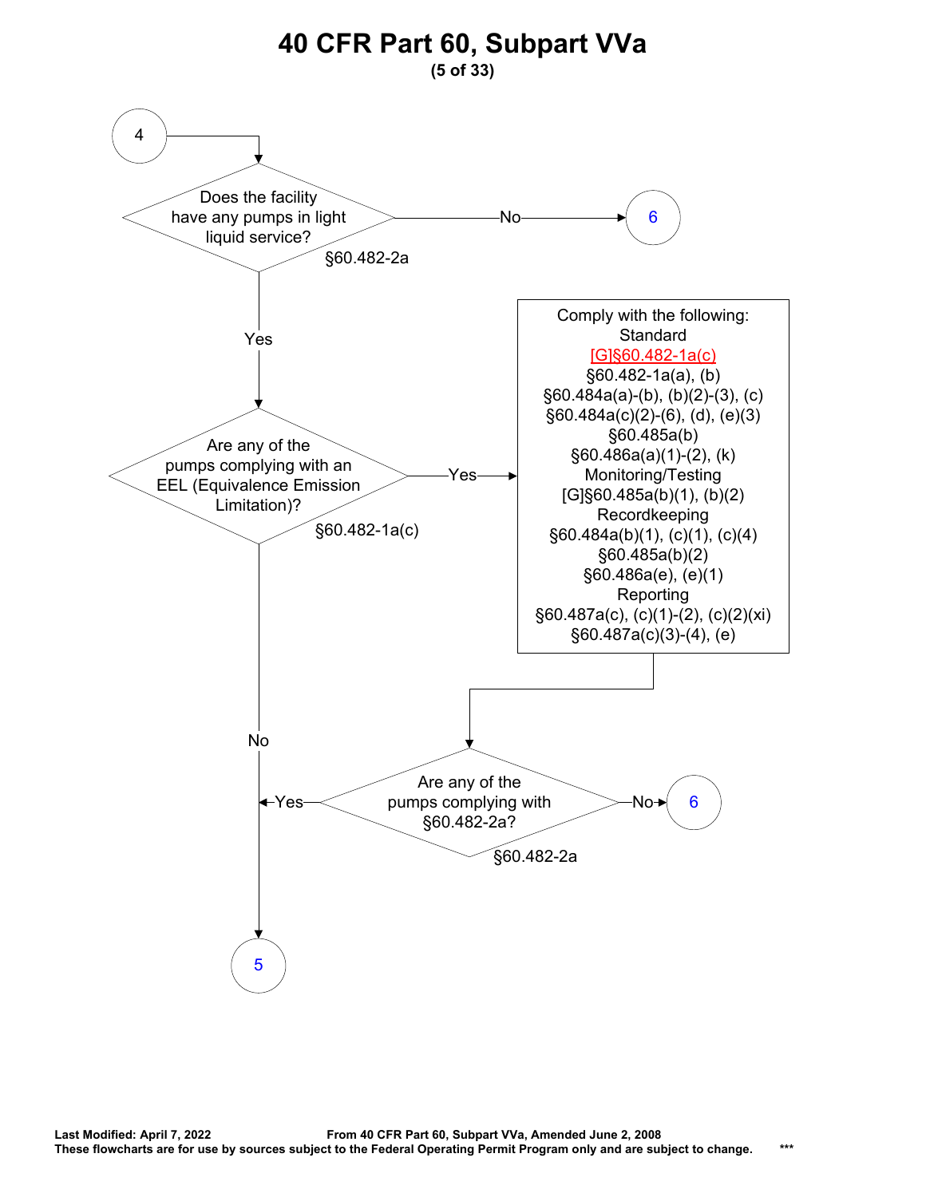# 40 CFR Part 60, Subpart VVa

**(5 of 33)**

4

Does the facility have any pumps in light liquid service?
§60.482-2a

- No → 6
- Yes ↓

Are any of the pumps complying with an EEL (Equivalence Emission Limitation)?
§60.482-1a(c)

- Yes →

Comply with the following:

Standard
[G]§60.482-1a(c)
§60.482-1a(a), (b)
§60.484a(a)-(b), (b)(2)-(3), (c)
§60.484a(c)(2)-(6), (d), (e)(3)
§60.485a(b)
§60.486a(a)(1)-(2), (k)

Monitoring/Testing
[G]§60.485a(b)(1), (b)(2)

Recordkeeping
§60.484a(b)(1), (c)(1), (c)(4)
§60.485a(b)(2)
§60.486a(e), (e)(1)

Reporting
§60.487a(c), (c)(1)-(2), (c)(2)(xi)
§60.487a(c)(3)-(4), (e)

↓

Are any of the pumps complying with §60.482-2a?
§60.482-2a

- No → 6
- Yes → 5

- No (from EEL question) → 5

**Last Modified: April 7, 2022** **From 40 CFR Part 60, Subpart VVa, Amended June 2, 2008**
**These flowcharts are for use by sources subject to the Federal Operating Permit Program only and are subject to change.** ***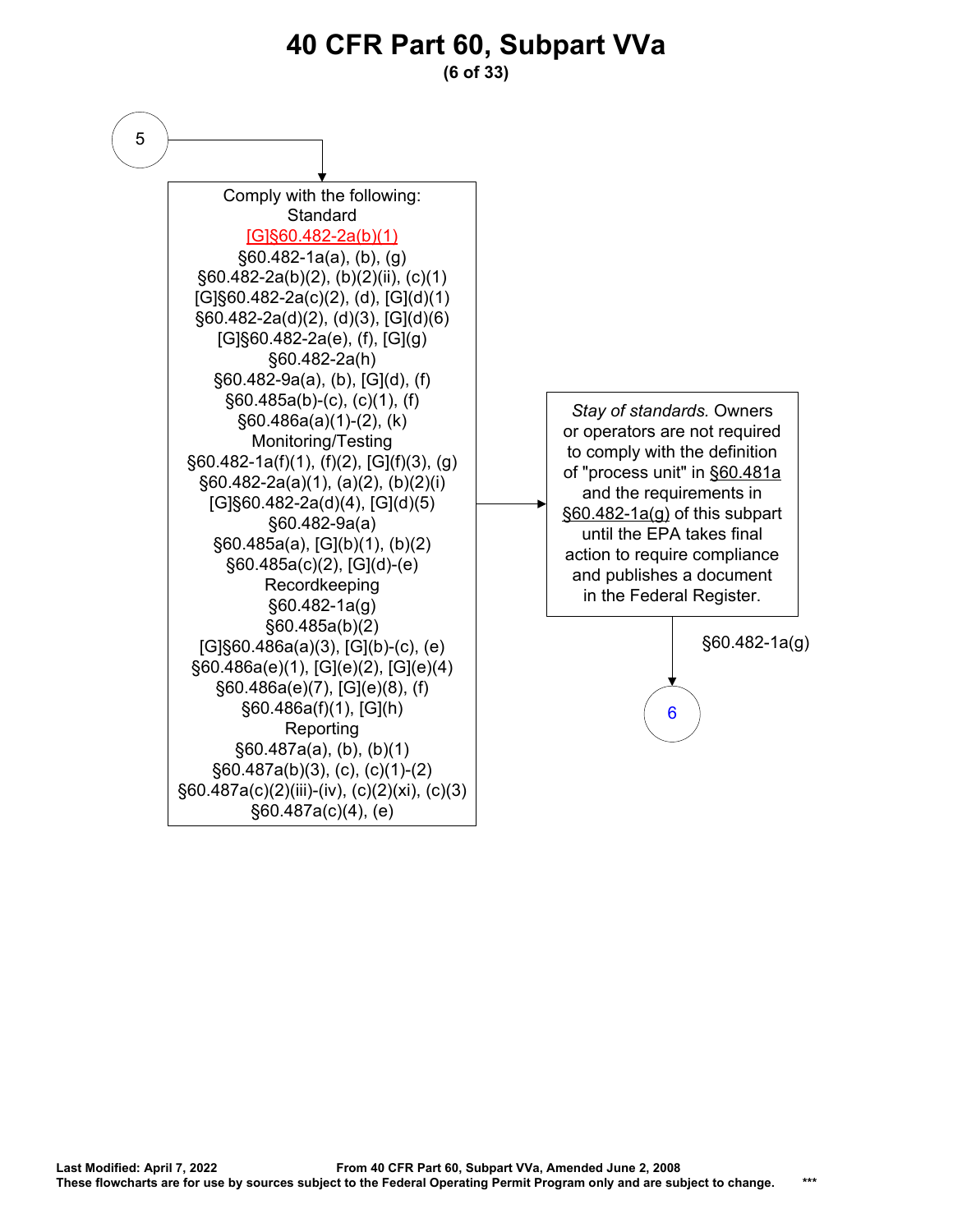# 40 CFR Part 60, Subpart VVa

5

Comply with the following:

Standard

[G]§60.482-2a(b)(1)
§60.482-1a(a), (b), (g)
§60.482-2a(b)(2), (b)(2)(ii), (c)(1)
[G]§60.482-2a(c)(2), (d), [G](d)(1)
§60.482-2a(d)(2), (d)(3), [G](d)(6)
[G]§60.482-2a(e), (f), [G](g)
§60.482-2a(h)
§60.482-9a(a), (b), [G](d), (f)
§60.485a(b)-(c), (c)(1), (f)
§60.486a(a)(1)-(2), (k)

Monitoring/Testing

§60.482-1a(f)(1), (f)(2), [G](f)(3), (g)
§60.482-2a(a)(1), (a)(2), (b)(2)(i)
[G]§60.482-2a(d)(4), [G](d)(5)
§60.482-9a(a)
§60.485a(a), [G](b)(1), (b)(2)
§60.485a(c)(2), [G](d)-(e)

Recordkeeping

§60.482-1a(g)
§60.485a(b)(2)
[G]§60.486a(a)(3), [G](b)-(c), (e)
§60.486a(e)(1), [G](e)(2), [G](e)(4)
§60.486a(e)(7), [G](e)(8), (f)
§60.486a(f)(1), [G](h)

Reporting

§60.487a(a), (b), (b)(1)
§60.487a(b)(3), (c), (c)(1)-(2)
§60.487a(c)(2)(iii)-(iv), (c)(2)(xi), (c)(3)
§60.487a(c)(4), (e)

→

*Stay of standards.* Owners or operators are not required to comply with the definition of "process unit" in §60.481a and the requirements in §60.482-1a(g) of this subpart until the EPA takes final action to require compliance and publishes a document in the Federal Register.

§60.482-1a(g)

6

**Last Modified: April 7, 2022** **From 40 CFR Part 60, Subpart VVa, Amended June 2, 2008**
**These flowcharts are for use by sources subject to the Federal Operating Permit Program only and are subject to change.** ***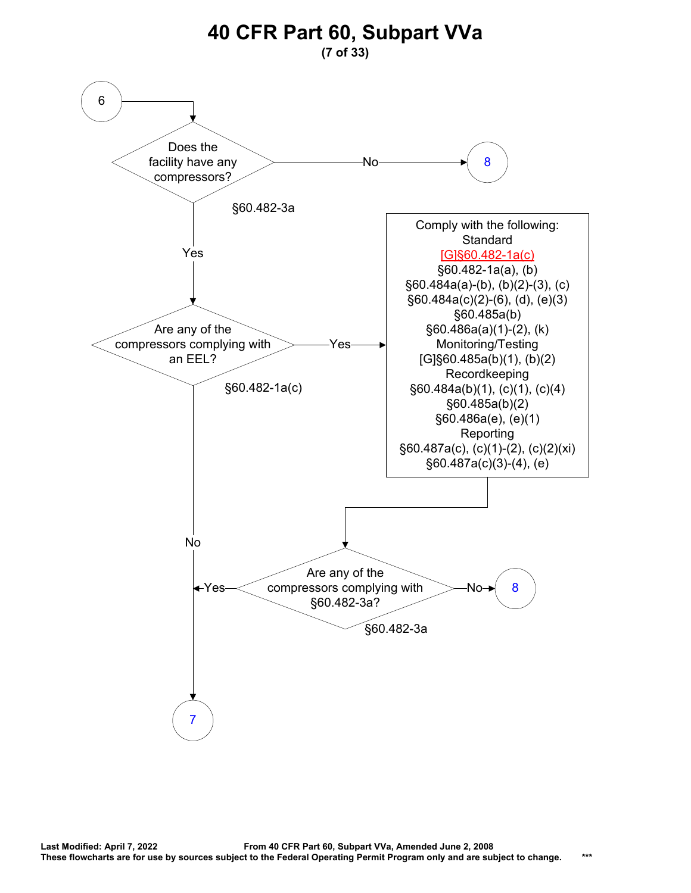# 40 CFR Part 60, Subpart VVa

**(7 of 33)**

**6**

**Does the facility have any compressors?** (§60.482-3a)

- No → **8**
- Yes → **Are any of the compressors complying with an EEL?** (§60.482-1a(c))
  - Yes → Comply with the following:
    - Standard
      - [G]§60.482-1a(c)
      - §60.482-1a(a), (b)
      - §60.484a(a)-(b), (b)(2)-(3), (c)
      - §60.484a(c)(2)-(6), (d), (e)(3)
      - §60.485a(b)
      - §60.486a(a)(1)-(2), (k)
    - Monitoring/Testing
      - [G]§60.485a(b)(1), (b)(2)
    - Recordkeeping
      - §60.484a(b)(1), (c)(1), (c)(4)
      - §60.485a(b)(2)
      - §60.486a(e), (e)(1)
    - Reporting
      - §60.487a(c), (c)(1)-(2), (c)(2)(xi)
      - §60.487a(c)(3)-(4), (e)

    Then → **Are any of the compressors complying with §60.482-3a?** (§60.482-3a)
    - Yes → **7**
    - No → **8**
  - No → **7**

**Last Modified: April 7, 2022** From 40 CFR Part 60, Subpart VVa, Amended June 2, 2008

**These flowcharts are for use by sources subject to the Federal Operating Permit Program only and are subject to change.** ***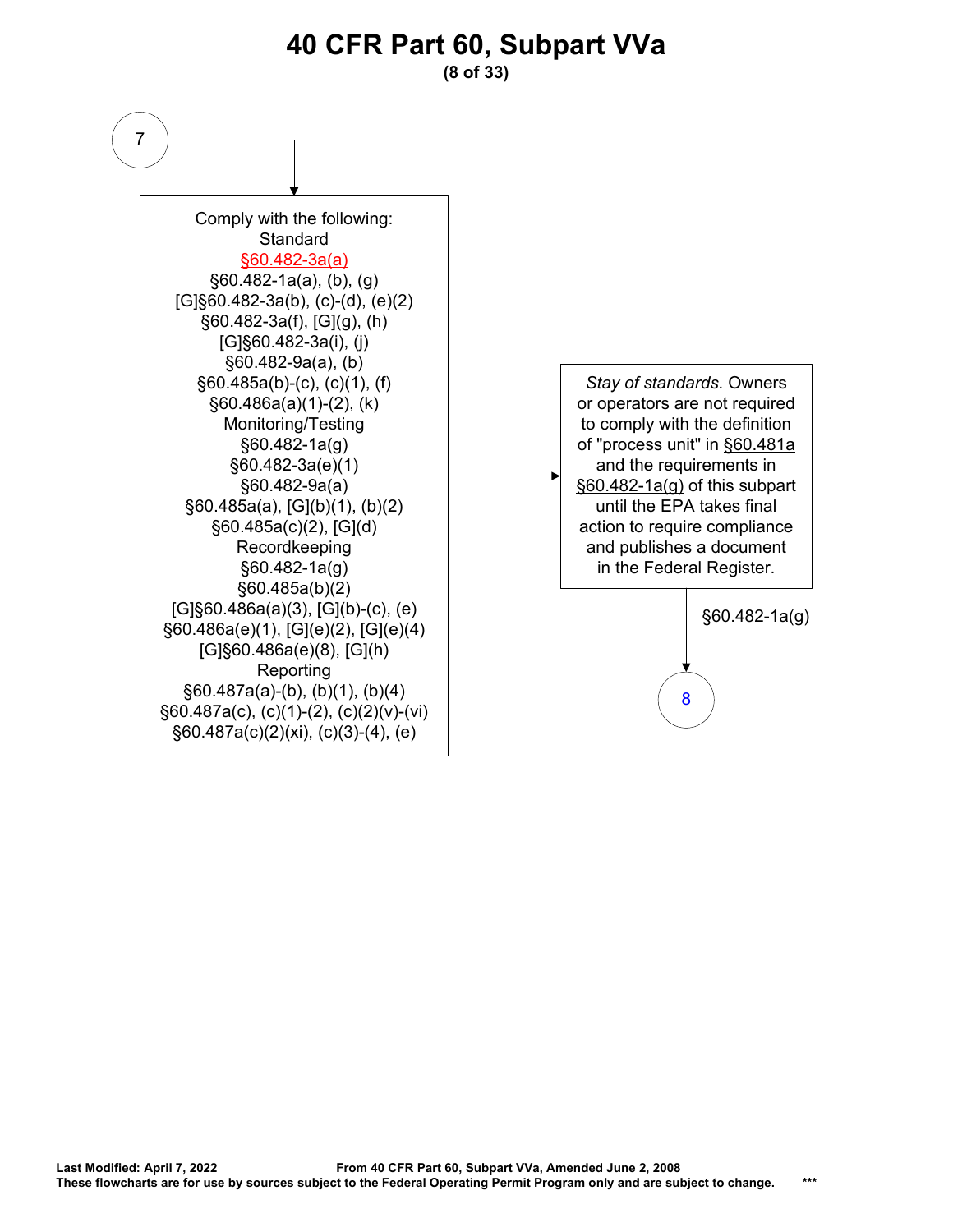# 40 CFR Part 60, Subpart VVa

(8 of 33)

7

Comply with the following:

Standard

§60.482-3a(a)
§60.482-1a(a), (b), (g)
[G]§60.482-3a(b), (c)-(d), (e)(2)
§60.482-3a(f), [G](g), (h)
[G]§60.482-3a(i), (j)
§60.482-9a(a), (b)
§60.485a(b)-(c), (c)(1), (f)
§60.486a(a)(1)-(2), (k)

Monitoring/Testing

§60.482-1a(g)
§60.482-3a(e)(1)
§60.482-9a(a)
§60.485a(a), [G](b)(1), (b)(2)
§60.485a(c)(2), [G](d)

Recordkeeping

§60.482-1a(g)
§60.485a(b)(2)
[G]§60.486a(a)(3), [G](b)-(c), (e)
§60.486a(e)(1), [G](e)(2), [G](e)(4)
[G]§60.486a(e)(8), [G](h)

Reporting

§60.487a(a)-(b), (b)(1), (b)(4)
§60.487a(c), (c)(1)-(2), (c)(2)(v)-(vi)
§60.487a(c)(2)(xi), (c)(3)-(4), (e)

*Stay of standards.* Owners or operators are not required to comply with the definition of "process unit" in §60.481a and the requirements in §60.482-1a(g) of this subpart until the EPA takes final action to require compliance and publishes a document in the Federal Register.

§60.482-1a(g)

8

Last Modified: April 7, 2022 — From 40 CFR Part 60, Subpart VVa, Amended June 2, 2008

These flowcharts are for use by sources subject to the Federal Operating Permit Program only and are subject to change.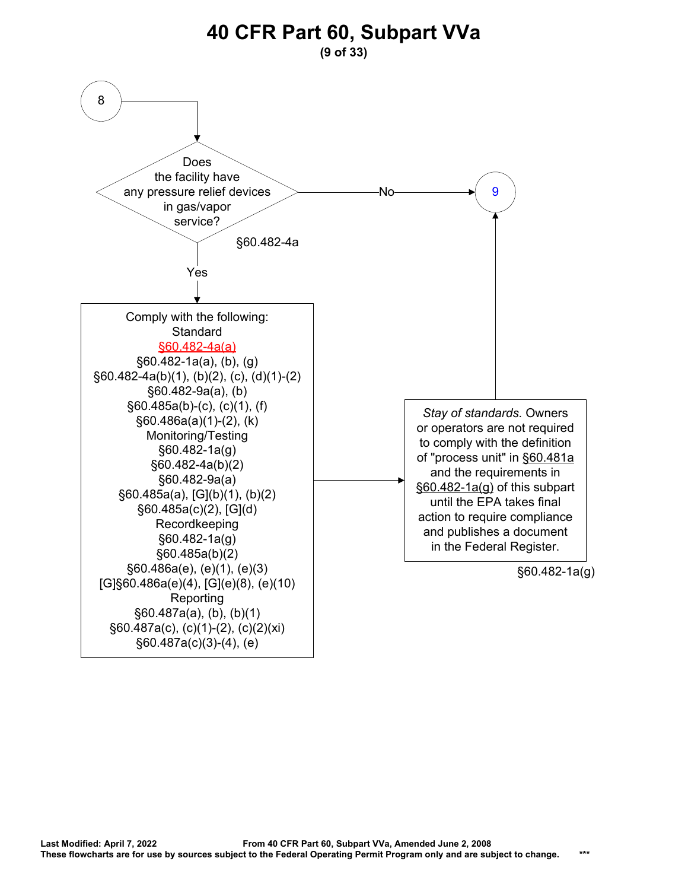# 40 CFR Part 60, Subpart VVa

8

Does the facility have any pressure relief devices in gas/vapor service?

§60.482-4a

No → 9

Yes

Comply with the following:

Standard

§60.482-4a(a)

§60.482-1a(a), (b), (g)

§60.482-4a(b)(1), (b)(2), (c), (d)(1)-(2)

§60.482-9a(a), (b)

§60.485a(b)-(c), (c)(1), (f)

§60.486a(a)(1)-(2), (k)

Monitoring/Testing

§60.482-1a(g)

§60.482-4a(b)(2)

§60.482-9a(a)

§60.485a(a), [G](b)(1), (b)(2)

§60.485a(c)(2), [G](d)

Recordkeeping

§60.482-1a(g)

§60.485a(b)(2)

§60.486a(e), (e)(1), (e)(3)

[G]§60.486a(e)(4), [G](e)(8), (e)(10)

Reporting

§60.487a(a), (b), (b)(1)

§60.487a(c), (c)(1)-(2), (c)(2)(xi)

§60.487a(c)(3)-(4), (e)

*Stay of standards.* Owners or operators are not required to comply with the definition of "process unit" in §60.481a and the requirements in §60.482-1a(g) of this subpart until the EPA takes final action to require compliance and publishes a document in the Federal Register.

§60.482-1a(g)

→ 9

**Last Modified: April 7, 2022** **From 40 CFR Part 60, Subpart VVa, Amended June 2, 2008**

**These flowcharts are for use by sources subject to the Federal Operating Permit Program only and are subject to change.** *****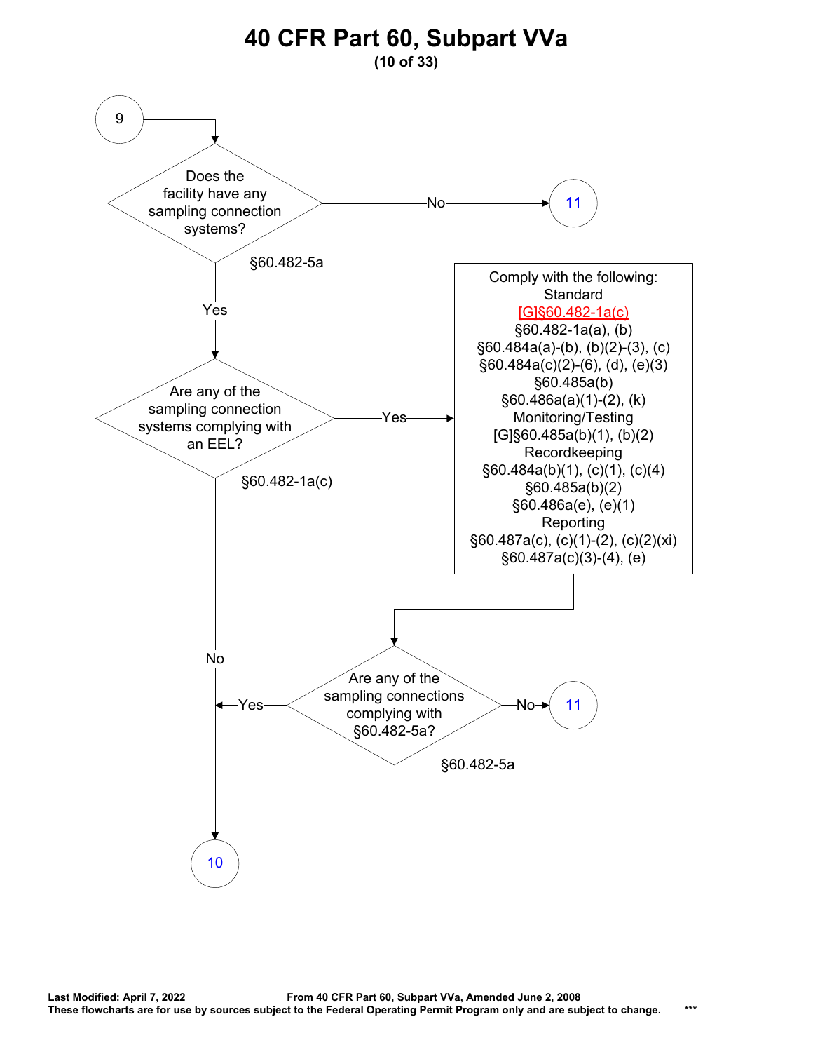# 40 CFR Part 60, Subpart VVa

**(10 of 33)**

**9** → **Does the facility have any sampling connection systems?** (§60.482-5a)

- No → **11**
- Yes → **Are any of the sampling connection systems complying with an EEL?** (§60.482-1a(c))
  - Yes → Comply with the following:
    - Standard
      - [G]§60.482-1a(c)
      - §60.482-1a(a), (b)
      - §60.484a(a)-(b), (b)(2)-(3), (c)
      - §60.484a(c)(2)-(6), (d), (e)(3)
      - §60.485a(b)
      - §60.486a(a)(1)-(2), (k)
    - Monitoring/Testing
      - [G]§60.485a(b)(1), (b)(2)
    - Recordkeeping
      - §60.484a(b)(1), (c)(1), (c)(4)
      - §60.485a(b)(2)
      - §60.486a(e), (e)(1)
    - Reporting
      - §60.487a(c), (c)(1)-(2), (c)(2)(xi)
      - §60.487a(c)(3)-(4), (e)

    → **Are any of the sampling connections complying with §60.482-5a?** (§60.482-5a)
      - Yes → **10**
      - No → **11**
  - No → **10**

**Last Modified: April 7, 2022** **From 40 CFR Part 60, Subpart VVa, Amended June 2, 2008**
**These flowcharts are for use by sources subject to the Federal Operating Permit Program only and are subject to change.** ***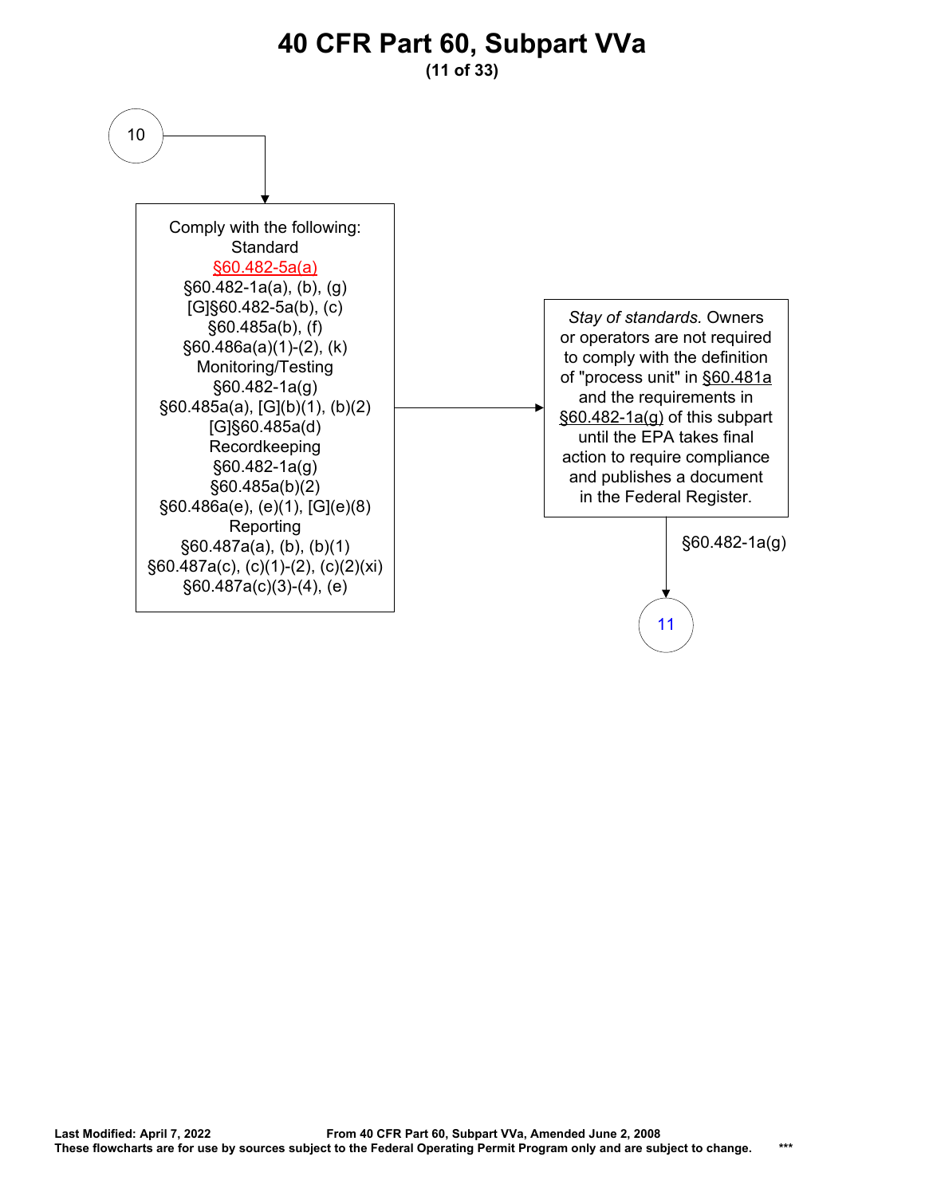# 40 CFR Part 60, Subpart VVa

(11 of 33)

10

Comply with the following:

Standard

§60.482-5a(a)

§60.482-1a(a), (b), (g)

[G]§60.482-5a(b), (c)

§60.485a(b), (f)

§60.486a(a)(1)-(2), (k)

Monitoring/Testing

§60.482-1a(g)

§60.485a(a), [G](b)(1), (b)(2)

[G]§60.485a(d)

Recordkeeping

§60.482-1a(g)

§60.485a(b)(2)

§60.486a(e), (e)(1), [G](e)(8)

Reporting

§60.487a(a), (b), (b)(1)

§60.487a(c), (c)(1)-(2), (c)(2)(xi)

§60.487a(c)(3)-(4), (e)

*Stay of standards.* Owners or operators are not required to comply with the definition of "process unit" in §60.481a and the requirements in §60.482-1a(g) of this subpart until the EPA takes final action to require compliance and publishes a document in the Federal Register.

§60.482-1a(g)

11

Last Modified: April 7, 2022 From 40 CFR Part 60, Subpart VVa, Amended June 2, 2008

These flowcharts are for use by sources subject to the Federal Operating Permit Program only and are subject to change. ***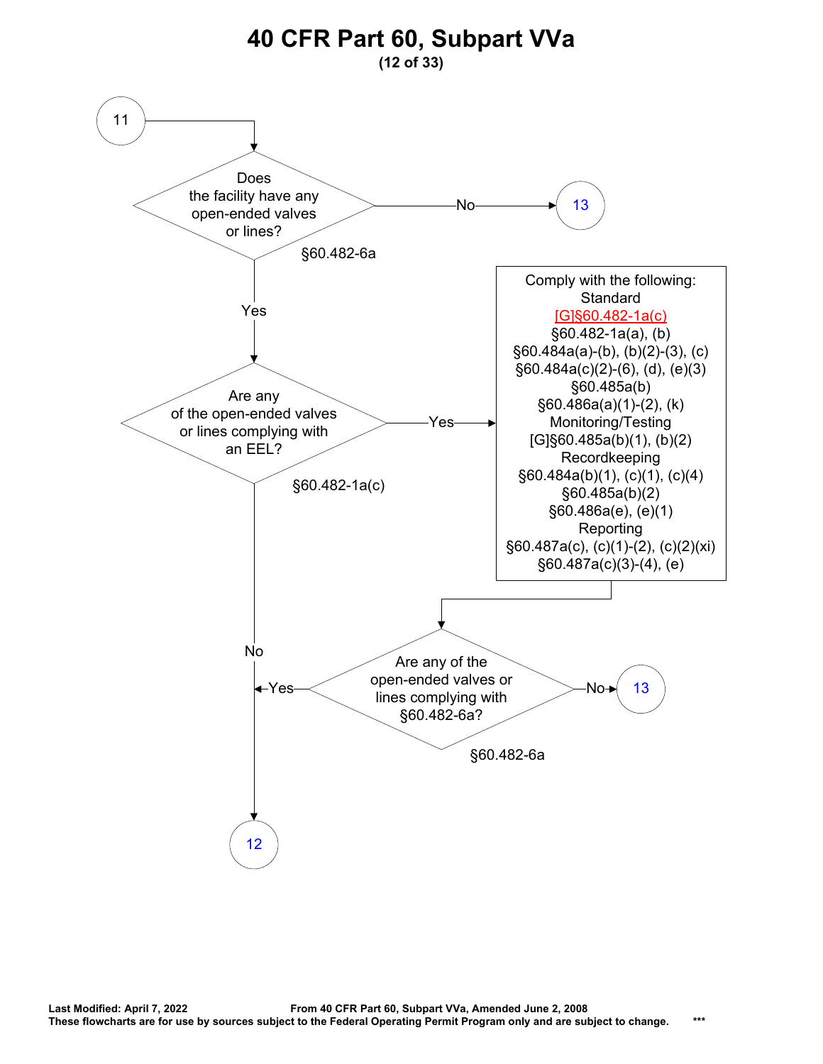# 40 CFR Part 60, Subpart VVa

**(12 of 33)**

**11** → **Does the facility have any open-ended valves or lines?** (§60.482-6a)

- **No** → 13
- **Yes** → **Are any of the open-ended valves or lines complying with an EEL?** (§60.482-1a(c))
  - **No** → 12
  - **Yes** → Comply with the following:

    Standard
    [G]§60.482-1a(c)
    §60.482-1a(a), (b)
    §60.484a(a)-(b), (b)(2)-(3), (c)
    §60.484a(c)(2)-(6), (d), (e)(3)
    §60.485a(b)
    §60.486a(a)(1)-(2), (k)

    Monitoring/Testing
    [G]§60.485a(b)(1), (b)(2)

    Recordkeeping
    §60.484a(b)(1), (c)(1), (c)(4)
    §60.485a(b)(2)
    §60.486a(e), (e)(1)

    Reporting
    §60.487a(c), (c)(1)-(2), (c)(2)(xi)
    §60.487a(c)(3)-(4), (e)

    → **Are any of the open-ended valves or lines complying with §60.482-6a?** (§60.482-6a)
    - **No** → 13
    - **Yes** → 12

**Last Modified: April 7, 2022** **From 40 CFR Part 60, Subpart VVa, Amended June 2, 2008**
**These flowcharts are for use by sources subject to the Federal Operating Permit Program only and are subject to change.** ***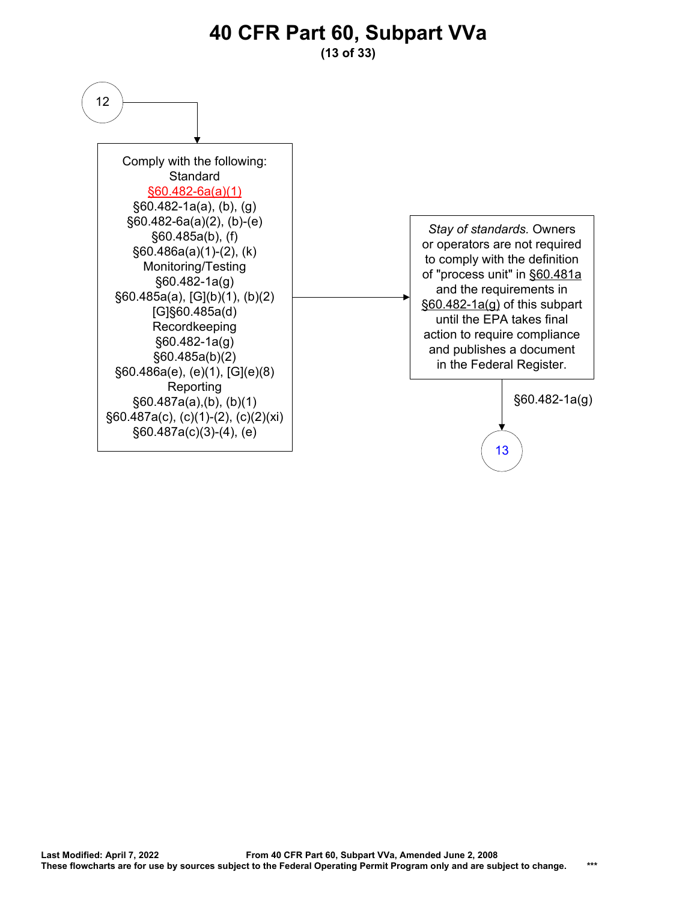# 40 CFR Part 60, Subpart VVa

12

Comply with the following:

Standard

§60.482-6a(a)(1)

§60.482-1a(a), (b), (g)

§60.482-6a(a)(2), (b)-(e)

§60.485a(b), (f)

§60.486a(a)(1)-(2), (k)

Monitoring/Testing

§60.482-1a(g)

§60.485a(a), [G](b)(1), (b)(2)

[G]§60.485a(d)

Recordkeeping

§60.482-1a(g)

§60.485a(b)(2)

§60.486a(e), (e)(1), [G](e)(8)

Reporting

§60.487a(a),(b), (b)(1)

§60.487a(c), (c)(1)-(2), (c)(2)(xi)

§60.487a(c)(3)-(4), (e)

*Stay of standards.* Owners or operators are not required to comply with the definition of "process unit" in §60.481a and the requirements in §60.482-1a(g) of this subpart until the EPA takes final action to require compliance and publishes a document in the Federal Register.

§60.482-1a(g)

13

**Last Modified: April 7, 2022** **From 40 CFR Part 60, Subpart VVa, Amended June 2, 2008**
**These flowcharts are for use by sources subject to the Federal Operating Permit Program only and are subject to change.** ***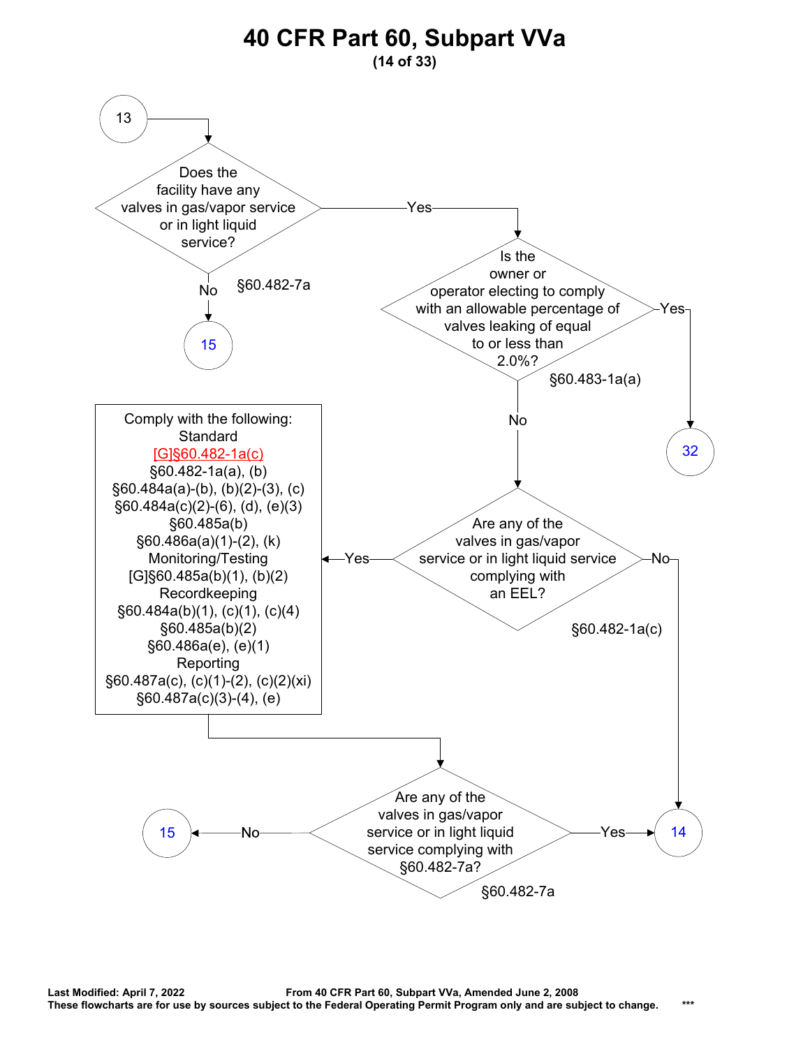# 40 CFR Part 60, Subpart VVa

**(14 of 33)**

**From connector 13:**

**Decision: Does the facility have any valves in gas/vapor service or in light liquid service?** (§60.482-7a)

- No → Go to 15
- Yes → Next decision

**Decision: Is the owner or operator electing to comply with an allowable percentage of valves leaking of equal to or less than 2.0%?** (§60.483-1a(a))

- Yes → Go to 32
- No → Next decision

**Decision: Are any of the valves in gas/vapor service or in light liquid service complying with an EEL?** (§60.482-1a(c))

- No → Go to 14
- Yes → Comply with the following:

**Comply with the following:**

Standard
[G]§60.482-1a(c)
§60.482-1a(a), (b)
§60.484a(a)-(b), (b)(2)-(3), (c)
§60.484a(c)(2)-(6), (d), (e)(3)
§60.485a(b)
§60.486a(a)(1)-(2), (k)

Monitoring/Testing
[G]§60.485a(b)(1), (b)(2)

Recordkeeping
§60.484a(b)(1), (c)(1), (c)(4)
§60.485a(b)(2)
§60.486a(e), (e)(1)

Reporting
§60.487a(c), (c)(1)-(2), (c)(2)(xi)
§60.487a(c)(3)-(4), (e)

Then → Next decision

**Decision: Are any of the valves in gas/vapor service or in light liquid service complying with §60.482-7a?** (§60.482-7a)

- Yes → Go to 14
- No → Go to 15

Last Modified: April 7, 2022
From 40 CFR Part 60, Subpart VVa, Amended June 2, 2008
These flowcharts are for use by sources subject to the Federal Operating Permit Program only and are subject to change.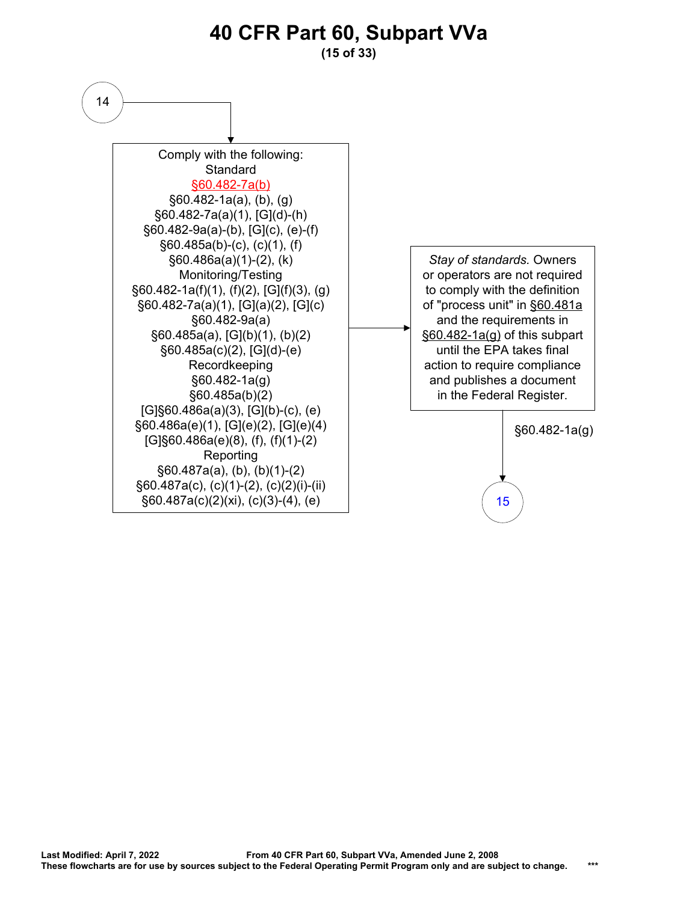# 40 CFR Part 60, Subpart VVa

14

Comply with the following:
Standard
§60.482-7a(b)
§60.482-1a(a), (b), (g)
§60.482-7a(a)(1), [G](d)-(h)
§60.482-9a(a)-(b), [G](c), (e)-(f)
§60.485a(b)-(c), (c)(1), (f)
§60.486a(a)(1)-(2), (k)
Monitoring/Testing
§60.482-1a(f)(1), (f)(2), [G](f)(3), (g)
§60.482-7a(a)(1), [G](a)(2), [G](c)
§60.482-9a(a)
§60.485a(a), [G](b)(1), (b)(2)
§60.485a(c)(2), [G](d)-(e)
Recordkeeping
§60.482-1a(g)
§60.485a(b)(2)
[G]§60.486a(a)(3), [G](b)-(c), (e)
§60.486a(e)(1), [G](e)(2), [G](e)(4)
[G]§60.486a(e)(8), (f), (f)(1)-(2)
Reporting
§60.487a(a), (b), (b)(1)-(2)
§60.487a(c), (c)(1)-(2), (c)(2)(i)-(ii)
§60.487a(c)(2)(xi), (c)(3)-(4), (e)

*Stay of standards.* Owners or operators are not required to comply with the definition of "process unit" in §60.481a and the requirements in §60.482-1a(g) of this subpart until the EPA takes final action to require compliance and publishes a document in the Federal Register.

§60.482-1a(g)

15

Last Modified: April 7, 2022
From 40 CFR Part 60, Subpart VVa, Amended June 2, 2008
These flowcharts are for use by sources subject to the Federal Operating Permit Program only and are subject to change.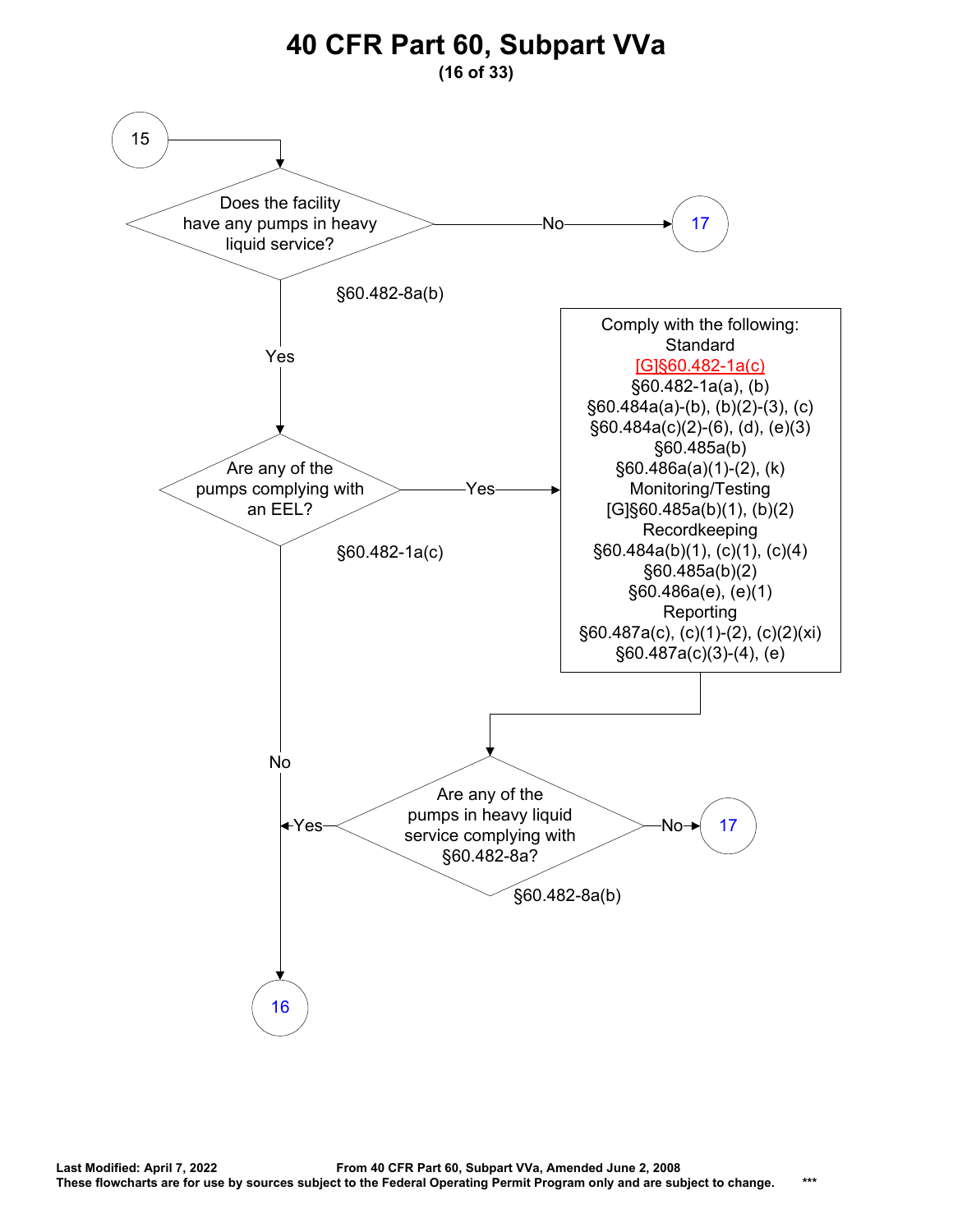# 40 CFR Part 60, Subpart VVa

**(16 of 33)**

15 → **Does the facility have any pumps in heavy liquid service?** (§60.482-8a(b))

- No → 17
- Yes → **Are any of the pumps complying with an EEL?** (§60.482-1a(c))
  - No → 16
  - Yes → Comply with the following:

    Standard
    [G]§60.482-1a(c)
    §60.482-1a(a), (b)
    §60.484a(a)-(b), (b)(2)-(3), (c)
    §60.484a(c)(2)-(6), (d), (e)(3)
    §60.485a(b)
    §60.486a(a)(1)-(2), (k)

    Monitoring/Testing
    [G]§60.485a(b)(1), (b)(2)

    Recordkeeping
    §60.484a(b)(1), (c)(1), (c)(4)
    §60.485a(b)(2)
    §60.486a(e), (e)(1)

    Reporting
    §60.487a(c), (c)(1)-(2), (c)(2)(xi)
    §60.487a(c)(3)-(4), (e)

    → **Are any of the pumps in heavy liquid service complying with §60.482-8a?** (§60.482-8a(b))
    - Yes → 16
    - No → 17

**Last Modified: April 7, 2022** **From 40 CFR Part 60, Subpart VVa, Amended June 2, 2008**
**These flowcharts are for use by sources subject to the Federal Operating Permit Program only and are subject to change.** ***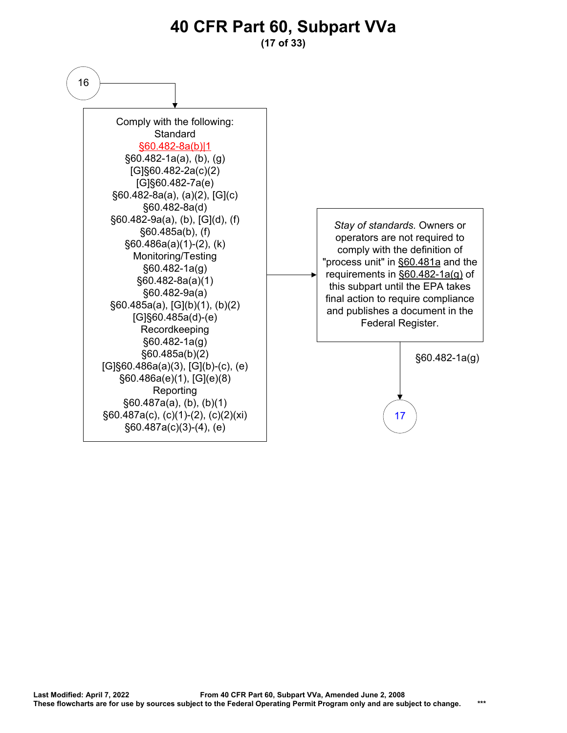# 40 CFR Part 60, Subpart VVa

16

Comply with the following:

Standard

§60.482-8a(b)|1
§60.482-1a(a), (b), (g)
[G]§60.482-2a(c)(2)
[G]§60.482-7a(e)
§60.482-8a(a), (a)(2), [G](c)
§60.482-8a(d)
§60.482-9a(a), (b), [G](d), (f)
§60.485a(b), (f)
§60.486a(a)(1)-(2), (k)

Monitoring/Testing

§60.482-1a(g)
§60.482-8a(a)(1)
§60.482-9a(a)
§60.485a(a), [G](b)(1), (b)(2)
[G]§60.485a(d)-(e)

Recordkeeping

§60.482-1a(g)
§60.485a(b)(2)
[G]§60.486a(a)(3), [G](b)-(c), (e)
§60.486a(e)(1), [G](e)(8)

Reporting

§60.487a(a), (b), (b)(1)
§60.487a(c), (c)(1)-(2), (c)(2)(xi)
§60.487a(c)(3)-(4), (e)

*Stay of standards.* Owners or operators are not required to comply with the definition of "process unit" in §60.481a and the requirements in §60.482-1a(g) of this subpart until the EPA takes final action to require compliance and publishes a document in the Federal Register.

§60.482-1a(g)

17

Last Modified: April 7, 2022 From 40 CFR Part 60, Subpart VVa, Amended June 2, 2008
These flowcharts are for use by sources subject to the Federal Operating Permit Program only and are subject to change. ***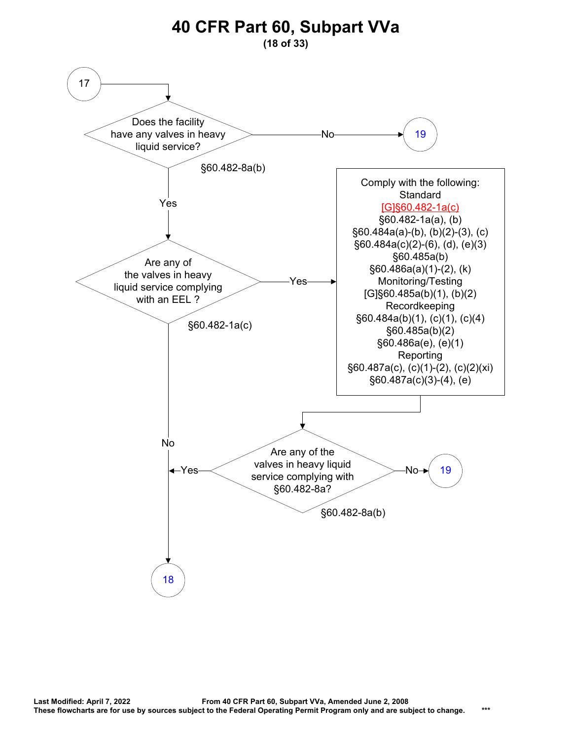# 40 CFR Part 60, Subpart VVa

**(18 of 33)**

17

Does the facility have any valves in heavy liquid service?

§60.482-8a(b)

No → 19

Yes

Are any of the valves in heavy liquid service complying with an EEL ?

§60.482-1a(c)

Yes →

Comply with the following:

Standard
[G]§60.482-1a(c)
§60.482-1a(a), (b)
§60.484a(a)-(b), (b)(2)-(3), (c)
§60.484a(c)(2)-(6), (d), (e)(3)
§60.485a(b)
§60.486a(a)(1)-(2), (k)

Monitoring/Testing
[G]§60.485a(b)(1), (b)(2)

Recordkeeping
§60.484a(b)(1), (c)(1), (c)(4)
§60.485a(b)(2)
§60.486a(e), (e)(1)

Reporting
§60.487a(c), (c)(1)-(2), (c)(2)(xi)
§60.487a(c)(3)-(4), (e)

Are any of the valves in heavy liquid service complying with §60.482-8a?

§60.482-8a(b)

No → 19

Yes →

No

18

**Last Modified: April 7, 2022** **From 40 CFR Part 60, Subpart VVa, Amended June 2, 2008**
**These flowcharts are for use by sources subject to the Federal Operating Permit Program only and are subject to change.** ***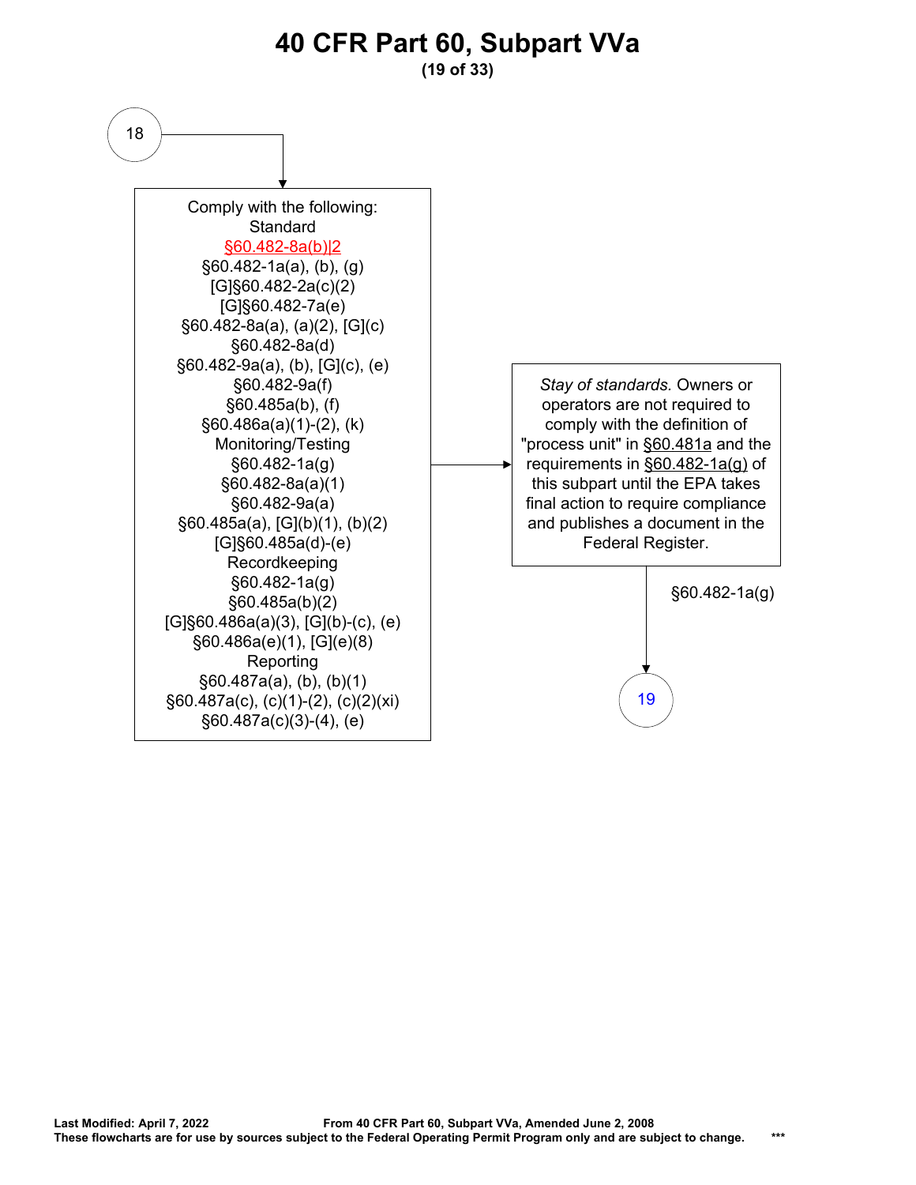# 40 CFR Part 60, Subpart VVa

18

Comply with the following:

Standard

§60.482-8a(b)|2

§60.482-1a(a), (b), (g)

[G]§60.482-2a(c)(2)

[G]§60.482-7a(e)

§60.482-8a(a), (a)(2), [G](c)

§60.482-8a(d)

§60.482-9a(a), (b), [G](c), (e)

§60.482-9a(f)

§60.485a(b), (f)

§60.486a(a)(1)-(2), (k)

Monitoring/Testing

§60.482-1a(g)

§60.482-8a(a)(1)

§60.482-9a(a)

§60.485a(a), [G](b)(1), (b)(2)

[G]§60.485a(d)-(e)

Recordkeeping

§60.482-1a(g)

§60.485a(b)(2)

[G]§60.486a(a)(3), [G](b)-(c), (e)

§60.486a(e)(1), [G](e)(8)

Reporting

§60.487a(a), (b), (b)(1)

§60.487a(c), (c)(1)-(2), (c)(2)(xi)

§60.487a(c)(3)-(4), (e)

*Stay of standards.* Owners or operators are not required to comply with the definition of "process unit" in §60.481a and the requirements in §60.482-1a(g) of this subpart until the EPA takes final action to require compliance and publishes a document in the Federal Register.

§60.482-1a(g)

19

**Last Modified: April 7, 2022** **From 40 CFR Part 60, Subpart VVa, Amended June 2, 2008**

**These flowcharts are for use by sources subject to the Federal Operating Permit Program only and are subject to change.** ***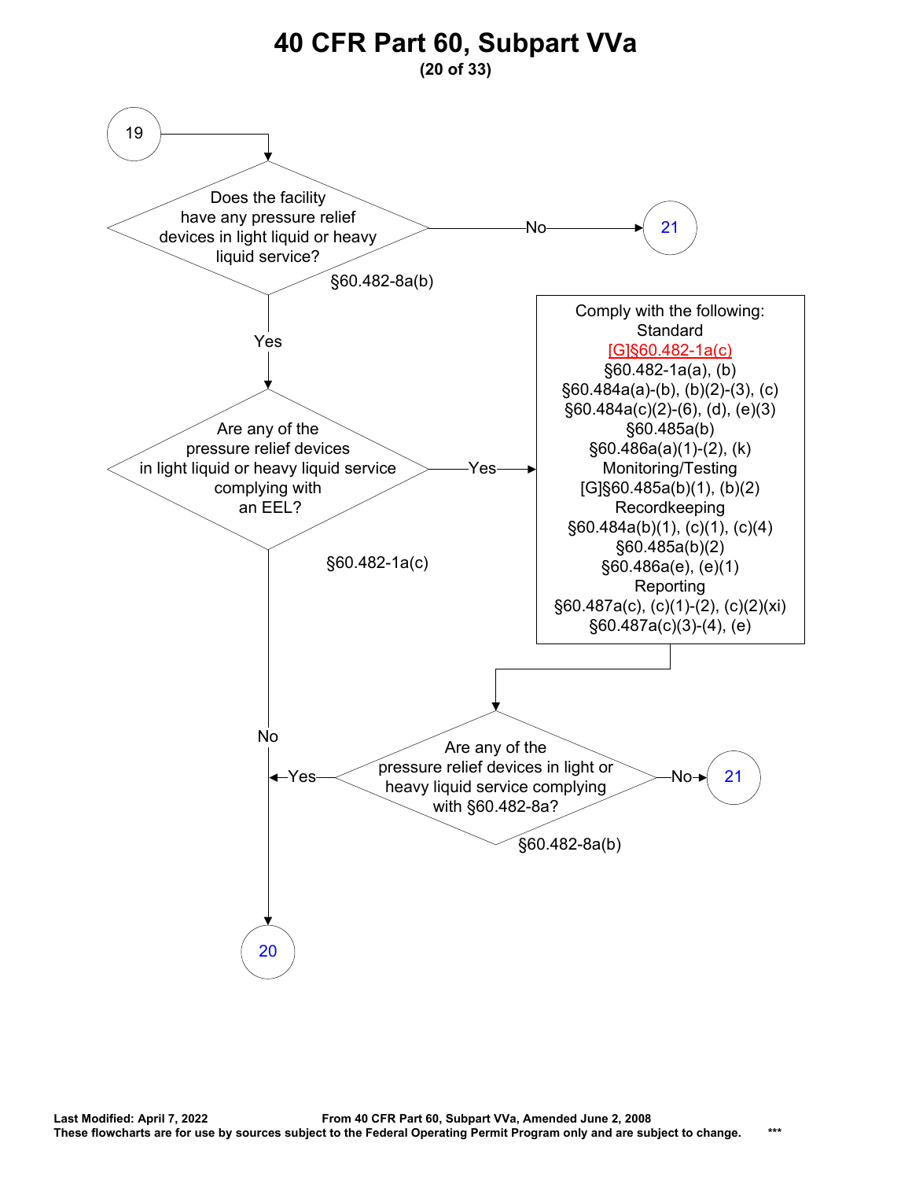# 40 CFR Part 60, Subpart VVa

**(20 of 33)**

**19** → Does the facility have any pressure relief devices in light liquid or heavy liquid service? §60.482-8a(b)

- No → **21**
- Yes → Are any of the pressure relief devices in light liquid or heavy liquid service complying with an EEL? §60.482-1a(c)
  - No → **20**
  - Yes → Comply with the following:

    Standard
    [G]§60.482-1a(c)
    §60.482-1a(a), (b)
    §60.484a(a)-(b), (b)(2)-(3), (c)
    §60.484a(c)(2)-(6), (d), (e)(3)
    §60.485a(b)
    §60.486a(a)(1)-(2), (k)

    Monitoring/Testing
    [G]§60.485a(b)(1), (b)(2)

    Recordkeeping
    §60.484a(b)(1), (c)(1), (c)(4)
    §60.485a(b)(2)
    §60.486a(e), (e)(1)

    Reporting
    §60.487a(c), (c)(1)-(2), (c)(2)(xi)
    §60.487a(c)(3)-(4), (e)

    → Are any of the pressure relief devices in light or heavy liquid service complying with §60.482-8a? §60.482-8a(b)
    - Yes → **20**
    - No → **21**

**Last Modified: April 7, 2022** **From 40 CFR Part 60, Subpart VVa, Amended June 2, 2008**
**These flowcharts are for use by sources subject to the Federal Operating Permit Program only and are subject to change.** ***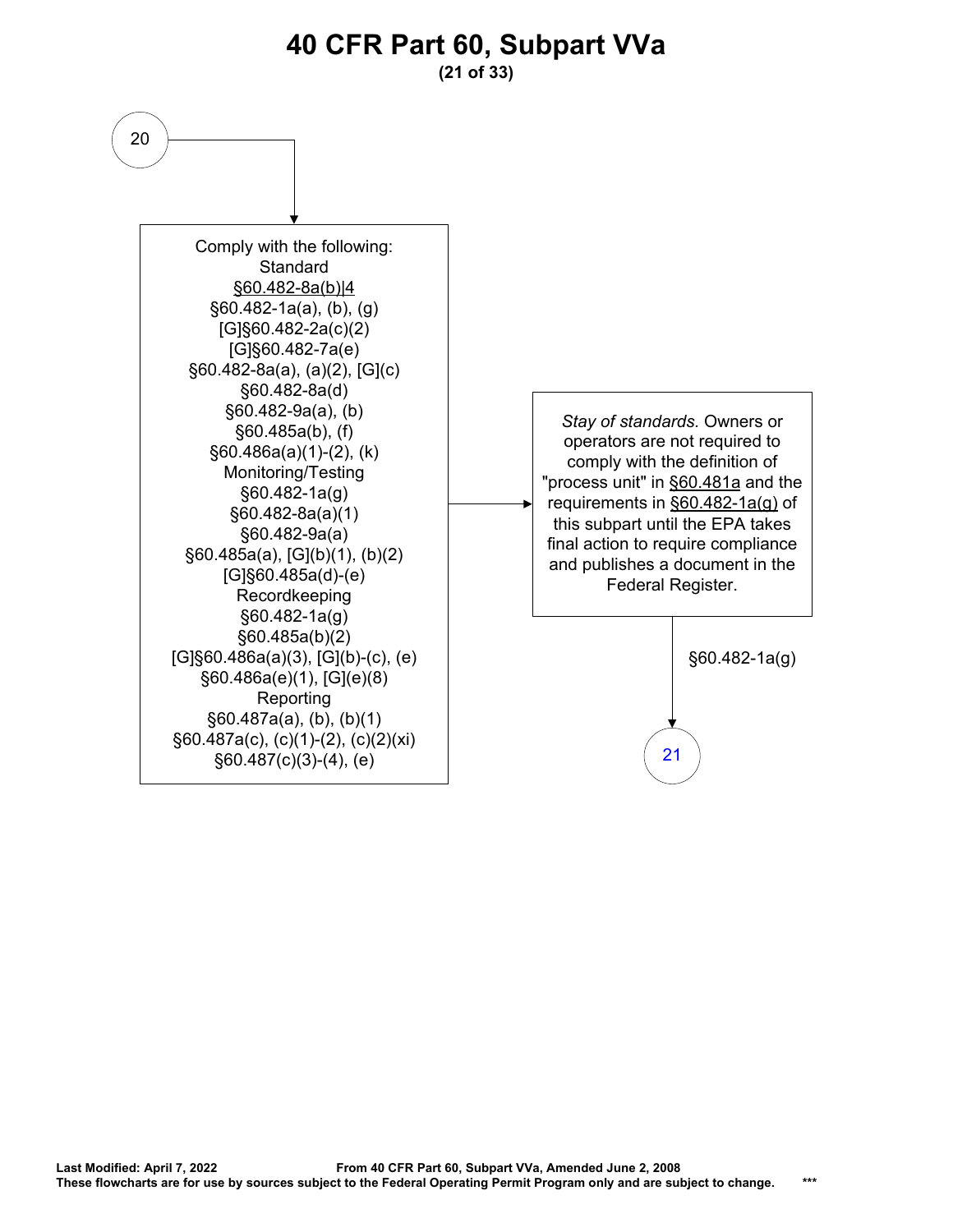# 40 CFR Part 60, Subpart VVa

(21 of 33)

20

Comply with the following:

Standard
§60.482-8a(b)|4
§60.482-1a(a), (b), (g)
[G]§60.482-2a(c)(2)
[G]§60.482-7a(e)
§60.482-8a(a), (a)(2), [G](c)
§60.482-8a(d)
§60.482-9a(a), (b)
§60.485a(b), (f)
§60.486a(a)(1)-(2), (k)

Monitoring/Testing
§60.482-1a(g)
§60.482-8a(a)(1)
§60.482-9a(a)
§60.485a(a), [G](b)(1), (b)(2)
[G]§60.485a(d)-(e)

Recordkeeping
§60.482-1a(g)
§60.485a(b)(2)
[G]§60.486a(a)(3), [G](b)-(c), (e)
§60.486a(e)(1), [G](e)(8)

Reporting
§60.487a(a), (b), (b)(1)
§60.487a(c), (c)(1)-(2), (c)(2)(xi)
§60.487(c)(3)-(4), (e)

*Stay of standards.* Owners or operators are not required to comply with the definition of "process unit" in §60.481a and the requirements in §60.482-1a(g) of this subpart until the EPA takes final action to require compliance and publishes a document in the Federal Register.

§60.482-1a(g)

21

**Last Modified: April 7, 2022** **From 40 CFR Part 60, Subpart VVa, Amended June 2, 2008**
**These flowcharts are for use by sources subject to the Federal Operating Permit Program only and are subject to change.** ***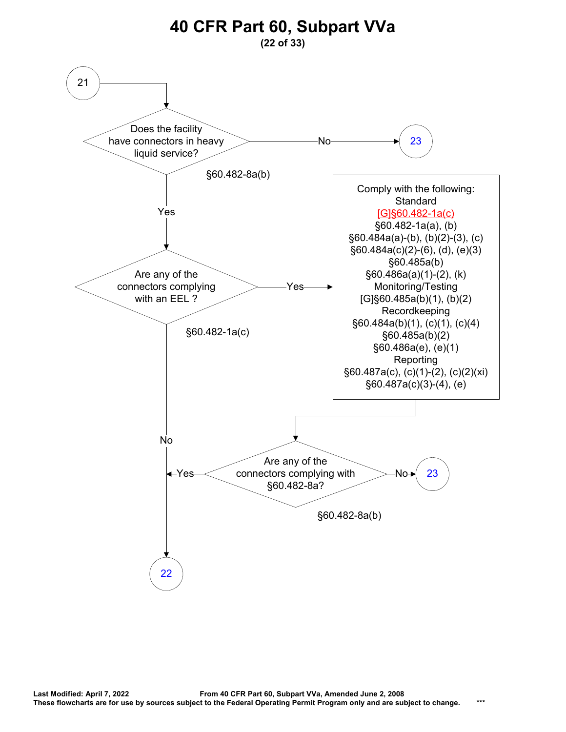# 40 CFR Part 60, Subpart VVa

**(22 of 33)**

21 → Does the facility have connectors in heavy liquid service? §60.482-8a(b)

- No → 23
- Yes → Are any of the connectors complying with an EEL ? §60.482-1a(c)
  - Yes → Comply with the following:
    - Standard
      - [G]§60.482-1a(c)
      - §60.482-1a(a), (b)
      - §60.484a(a)-(b), (b)(2)-(3), (c)
      - §60.484a(c)(2)-(6), (d), (e)(3)
      - §60.485a(b)
      - §60.486a(a)(1)-(2), (k)
    - Monitoring/Testing
      - [G]§60.485a(b)(1), (b)(2)
    - Recordkeeping
      - §60.484a(b)(1), (c)(1), (c)(4)
      - §60.485a(b)(2)
      - §60.486a(e), (e)(1)
    - Reporting
      - §60.487a(c), (c)(1)-(2), (c)(2)(xi)
      - §60.487a(c)(3)-(4), (e)

    → Are any of the connectors complying with §60.482-8a? §60.482-8a(b)
      - Yes → 22
      - No → 23
  - No → 22

**Last Modified: April 7, 2022** **From 40 CFR Part 60, Subpart VVa, Amended June 2, 2008**

**These flowcharts are for use by sources subject to the Federal Operating Permit Program only and are subject to change.** ***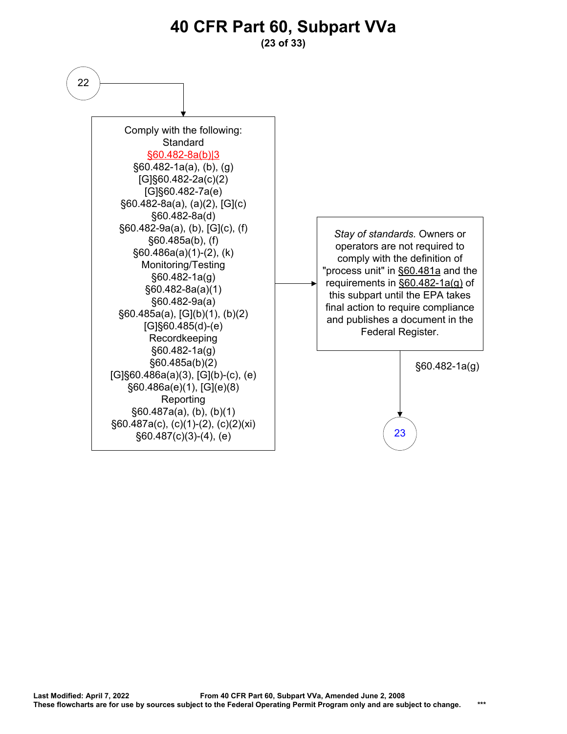# 40 CFR Part 60, Subpart VVa

(22)

Comply with the following:

Standard

§60.482-8a(b)|3

§60.482-1a(a), (b), (g)

[G]§60.482-2a(c)(2)

[G]§60.482-7a(e)

§60.482-8a(a), (a)(2), [G](c)

§60.482-8a(d)

§60.482-9a(a), (b), [G](c), (f)

§60.485a(b), (f)

§60.486a(a)(1)-(2), (k)

Monitoring/Testing

§60.482-1a(g)

§60.482-8a(a)(1)

§60.482-9a(a)

§60.485a(a), [G](b)(1), (b)(2)

[G]§60.485(d)-(e)

Recordkeeping

§60.482-1a(g)

§60.485a(b)(2)

[G]§60.486a(a)(3), [G](b)-(c), (e)

§60.486a(e)(1), [G](e)(8)

Reporting

§60.487a(a), (b), (b)(1)

§60.487a(c), (c)(1)-(2), (c)(2)(xi)

§60.487(c)(3)-(4), (e)

*Stay of standards.* Owners or operators are not required to comply with the definition of "process unit" in §60.481a and the requirements in §60.482-1a(g) of this subpart until the EPA takes final action to require compliance and publishes a document in the Federal Register.

§60.482-1a(g)

(23)

**Last Modified: April 7, 2022** **From 40 CFR Part 60, Subpart VVa, Amended June 2, 2008**

**These flowcharts are for use by sources subject to the Federal Operating Permit Program only and are subject to change.** ***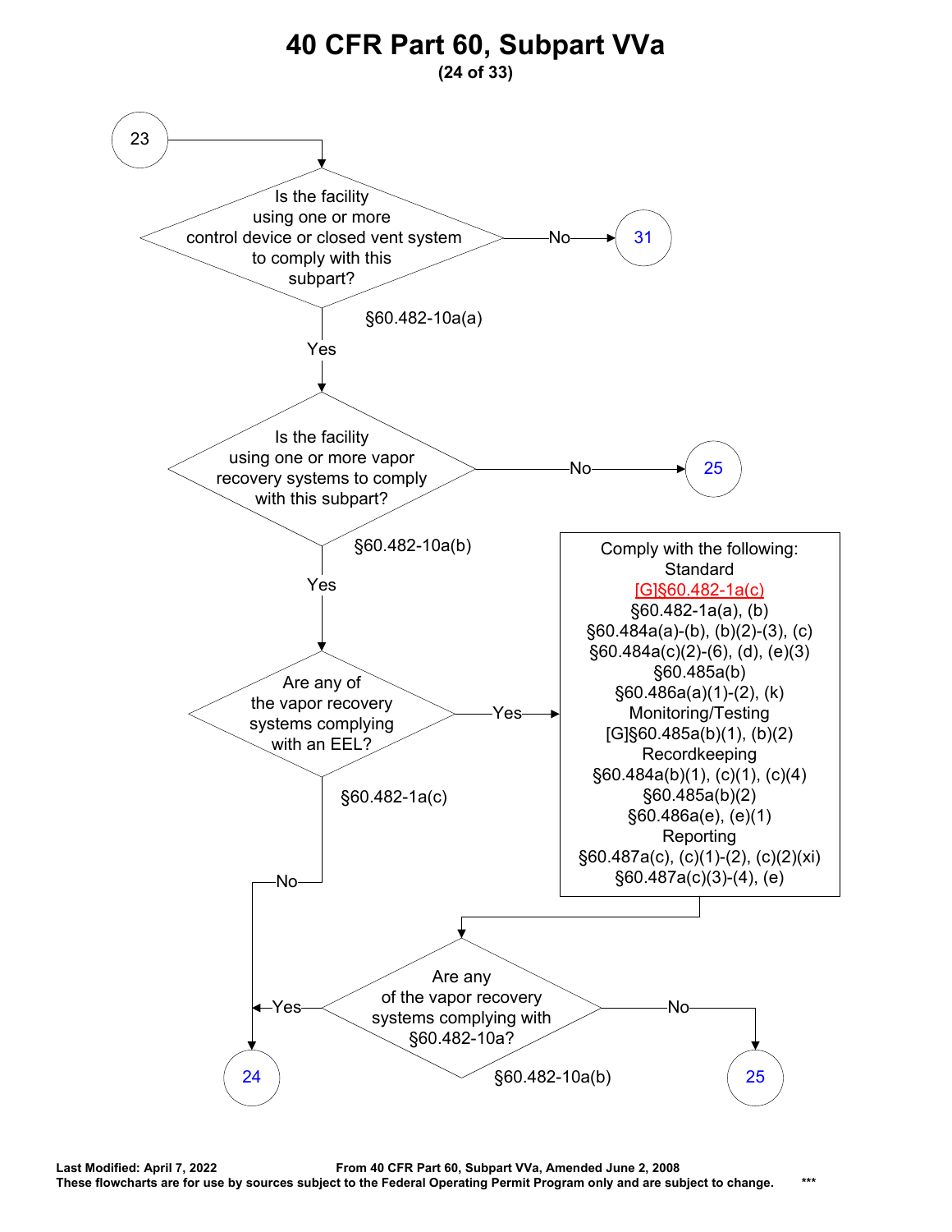# 40 CFR Part 60, Subpart VVa

**(24 of 33)**

23 → Is the facility using one or more control device or closed vent system to comply with this subpart? (§60.482-10a(a))

- No → 31
- Yes → Is the facility using one or more vapor recovery systems to comply with this subpart? (§60.482-10a(b))
  - No → 25
  - Yes → Are any of the vapor recovery systems complying with an EEL? (§60.482-1a(c))
    - No → 24
    - Yes → Comply with the following:

      Standard
      [G]§60.482-1a(c)
      §60.482-1a(a), (b)
      §60.484a(a)-(b), (b)(2)-(3), (c)
      §60.484a(c)(2)-(6), (d), (e)(3)
      §60.485a(b)
      §60.486a(a)(1)-(2), (k)

      Monitoring/Testing
      [G]§60.485a(b)(1), (b)(2)

      Recordkeeping
      §60.484a(b)(1), (c)(1), (c)(4)
      §60.485a(b)(2)
      §60.486a(e), (e)(1)

      Reporting
      §60.487a(c), (c)(1)-(2), (c)(2)(xi)
      §60.487a(c)(3)-(4), (e)

      → Are any of the vapor recovery systems complying with §60.482-10a? (§60.482-10a(b))
        - Yes → 24
        - No → 25

**Last Modified: April 7, 2022** **From 40 CFR Part 60, Subpart VVa, Amended June 2, 2008**
**These flowcharts are for use by sources subject to the Federal Operating Permit Program only and are subject to change.** ***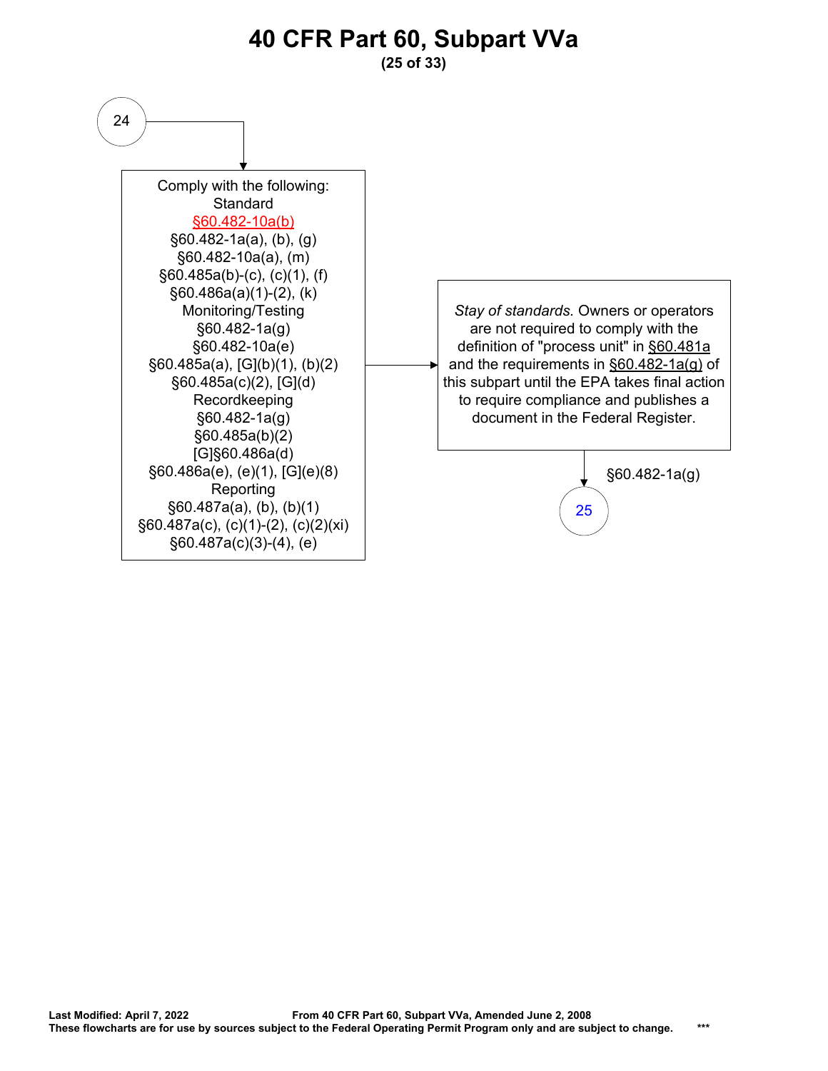# 40 CFR Part 60, Subpart VVa

24

Comply with the following:

Standard

§60.482-10a(b)

§60.482-1a(a), (b), (g)

§60.482-10a(a), (m)

§60.485a(b)-(c), (c)(1), (f)

§60.486a(a)(1)-(2), (k)

Monitoring/Testing

§60.482-1a(g)

§60.482-10a(e)

§60.485a(a), [G](b)(1), (b)(2)

§60.485a(c)(2), [G](d)

Recordkeeping

§60.482-1a(g)

§60.485a(b)(2)

[G]§60.486a(d)

§60.486a(e), (e)(1), [G](e)(8)

Reporting

§60.487a(a), (b), (b)(1)

§60.487a(c), (c)(1)-(2), (c)(2)(xi)

§60.487a(c)(3)-(4), (e)

→

*Stay of standards.* Owners or operators are not required to comply with the definition of "process unit" in §60.481a and the requirements in §60.482-1a(g) of this subpart until the EPA takes final action to require compliance and publishes a document in the Federal Register.

§60.482-1a(g)

25

Last Modified: April 7, 2022 From 40 CFR Part 60, Subpart VVa, Amended June 2, 2008

These flowcharts are for use by sources subject to the Federal Operating Permit Program only and are subject to change. ***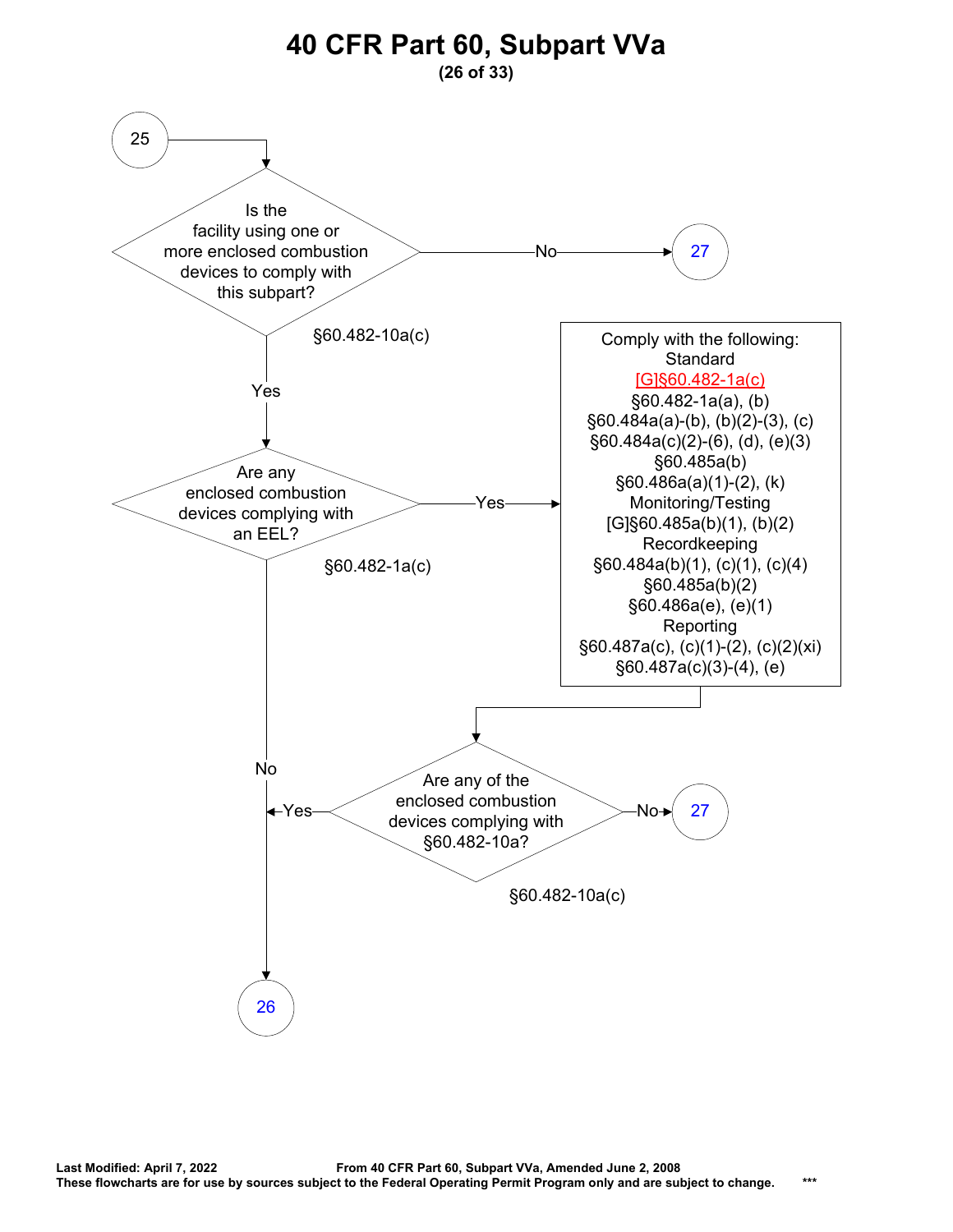# 40 CFR Part 60, Subpart VVa

**(26 of 33)**

25

Is the facility using one or more enclosed combustion devices to comply with this subpart?

§60.482-10a(c)

- No → 27
- Yes ↓

Are any enclosed combustion devices complying with an EEL?

§60.482-1a(c)

- No → 26
- Yes →

Comply with the following:

Standard

[G]§60.482-1a(c)
§60.482-1a(a), (b)
§60.484a(a)-(b), (b)(2)-(3), (c)
§60.484a(c)(2)-(6), (d), (e)(3)
§60.485a(b)
§60.486a(a)(1)-(2), (k)

Monitoring/Testing

[G]§60.485a(b)(1), (b)(2)

Recordkeeping

§60.484a(b)(1), (c)(1), (c)(4)
§60.485a(b)(2)
§60.486a(e), (e)(1)

Reporting

§60.487a(c), (c)(1)-(2), (c)(2)(xi)
§60.487a(c)(3)-(4), (e)

↓

Are any of the enclosed combustion devices complying with §60.482-10a?

§60.482-10a(c)

- Yes → 26
- No → 27

**Last Modified: April 7, 2022** **From 40 CFR Part 60, Subpart VVa, Amended June 2, 2008**
**These flowcharts are for use by sources subject to the Federal Operating Permit Program only and are subject to change.** ***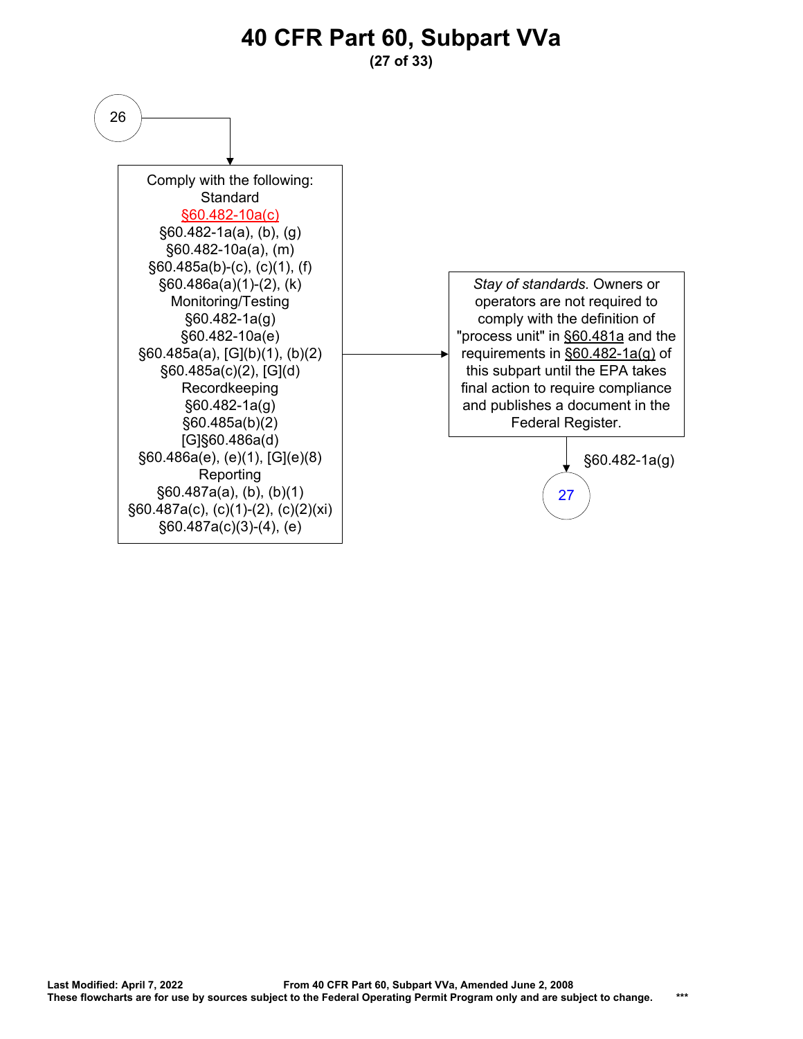# 40 CFR Part 60, Subpart VVa

**(27 of 33)**

26

Comply with the following:
Standard
§60.482-10a(c)
§60.482-1a(a), (b), (g)
§60.482-10a(a), (m)
§60.485a(b)-(c), (c)(1), (f)
§60.486a(a)(1)-(2), (k)
Monitoring/Testing
§60.482-1a(g)
§60.482-10a(e)
§60.485a(a), [G](b)(1), (b)(2)
§60.485a(c)(2), [G](d)
Recordkeeping
§60.482-1a(g)
§60.485a(b)(2)
[G]§60.486a(d)
§60.486a(e), (e)(1), [G](e)(8)
Reporting
§60.487a(a), (b), (b)(1)
§60.487a(c), (c)(1)-(2), (c)(2)(xi)
§60.487a(c)(3)-(4), (e)

*Stay of standards.* Owners or operators are not required to comply with the definition of "process unit" in §60.481a and the requirements in §60.482-1a(g) of this subpart until the EPA takes final action to require compliance and publishes a document in the Federal Register.

§60.482-1a(g)

27

**Last Modified: April 7, 2022** **From 40 CFR Part 60, Subpart VVa, Amended June 2, 2008**
**These flowcharts are for use by sources subject to the Federal Operating Permit Program only and are subject to change.** ***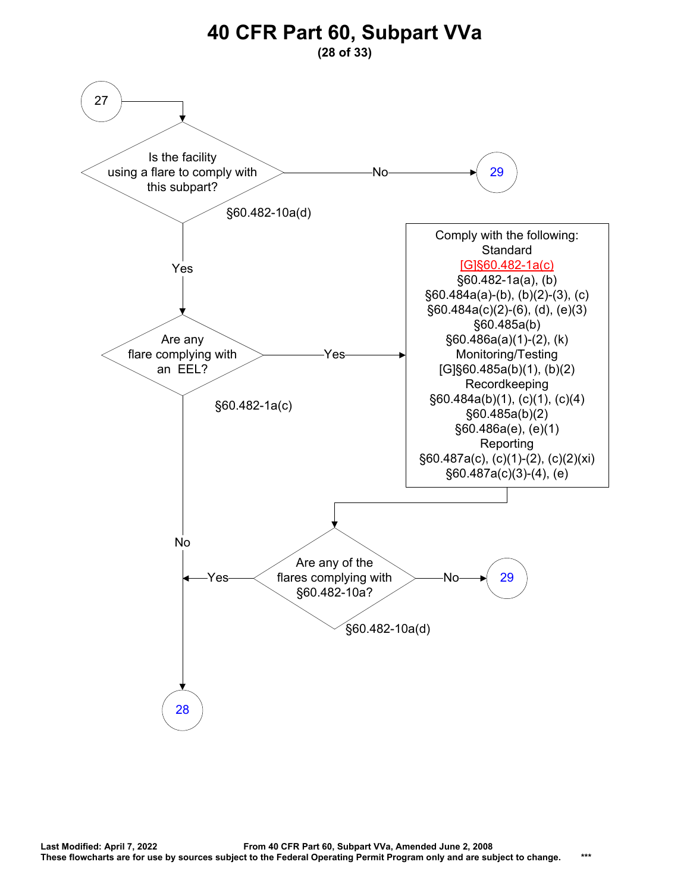# 40 CFR Part 60, Subpart VVa

**(28 of 33)**

27

Is the facility using a flare to comply with this subpart?

§60.482-10a(d)

- No → 29
- Yes ↓

Are any flare complying with an EEL?

§60.482-1a(c)

- No → 28
- Yes →

Comply with the following:

Standard
[G]§60.482-1a(c)
§60.482-1a(a), (b)
§60.484a(a)-(b), (b)(2)-(3), (c)
§60.484a(c)(2)-(6), (d), (e)(3)
§60.485a(b)
§60.486a(a)(1)-(2), (k)

Monitoring/Testing
[G]§60.485a(b)(1), (b)(2)

Recordkeeping
§60.484a(b)(1), (c)(1), (c)(4)
§60.485a(b)(2)
§60.486a(e), (e)(1)

Reporting
§60.487a(c), (c)(1)-(2), (c)(2)(xi)
§60.487a(c)(3)-(4), (e)

Are any of the flares complying with §60.482-10a?

§60.482-10a(d)

- Yes → 28
- No → 29

**Last Modified: April 7, 2022** **From 40 CFR Part 60, Subpart VVa, Amended June 2, 2008**

**These flowcharts are for use by sources subject to the Federal Operating Permit Program only and are subject to change.** *\*\**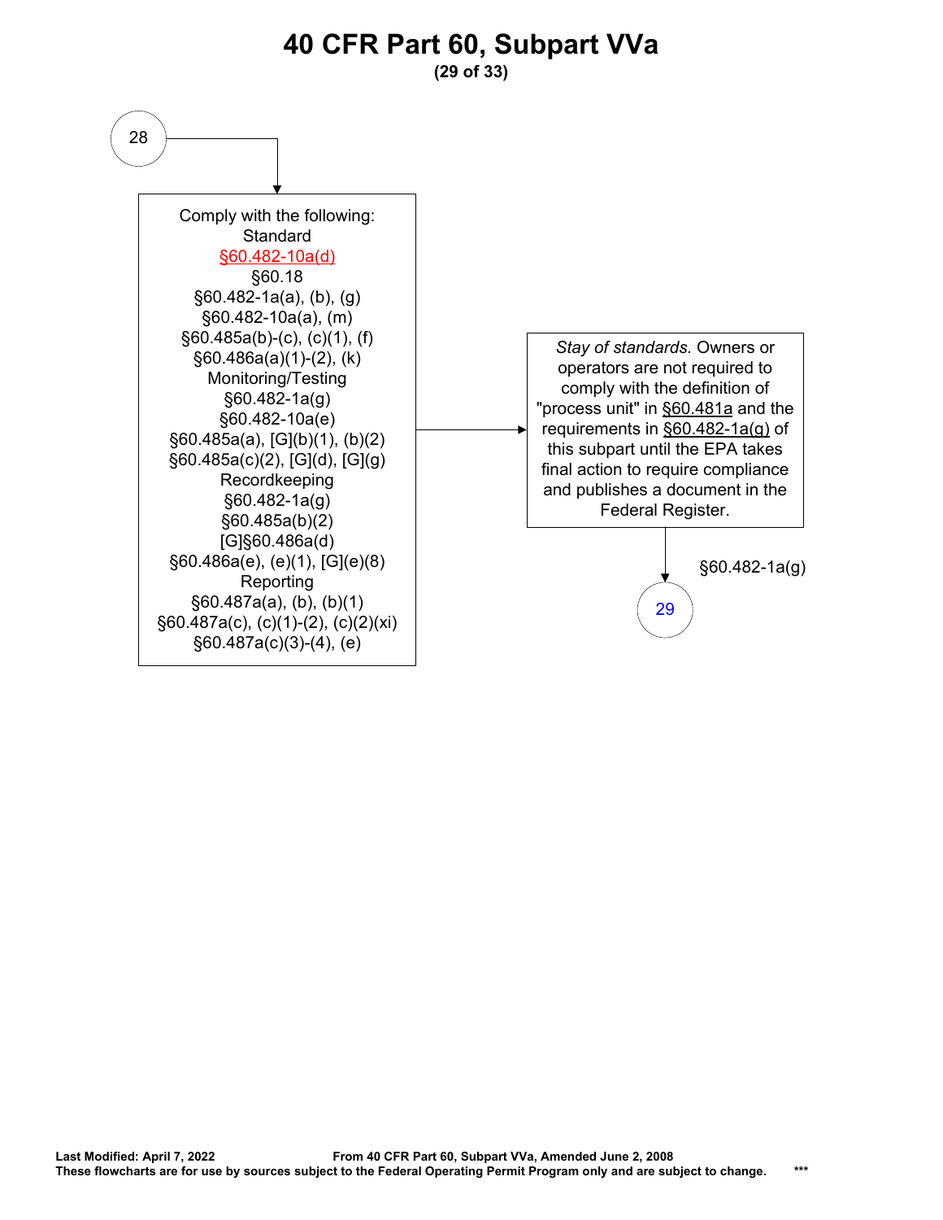# 40 CFR Part 60, Subpart VVa

28

Comply with the following:
Standard
§60.482-10a(d)
§60.18
§60.482-1a(a), (b), (g)
§60.482-10a(a), (m)
§60.485a(b)-(c), (c)(1), (f)
§60.486a(a)(1)-(2), (k)
Monitoring/Testing
§60.482-1a(g)
§60.482-10a(e)
§60.485a(a), [G](b)(1), (b)(2)
§60.485a(c)(2), [G](d), [G](g)
Recordkeeping
§60.482-1a(g)
§60.485a(b)(2)
[G]§60.486a(d)
§60.486a(e), (e)(1), [G](e)(8)
Reporting
§60.487a(a), (b), (b)(1)
§60.487a(c), (c)(1)-(2), (c)(2)(xi)
§60.487a(c)(3)-(4), (e)

*Stay of standards.* Owners or operators are not required to comply with the definition of "process unit" in §60.481a and the requirements in §60.482-1a(g) of this subpart until the EPA takes final action to require compliance and publishes a document in the Federal Register.

§60.482-1a(g)

29

**Last Modified: April 7, 2022** **From 40 CFR Part 60, Subpart VVa, Amended June 2, 2008**
**These flowcharts are for use by sources subject to the Federal Operating Permit Program only and are subject to change.** ***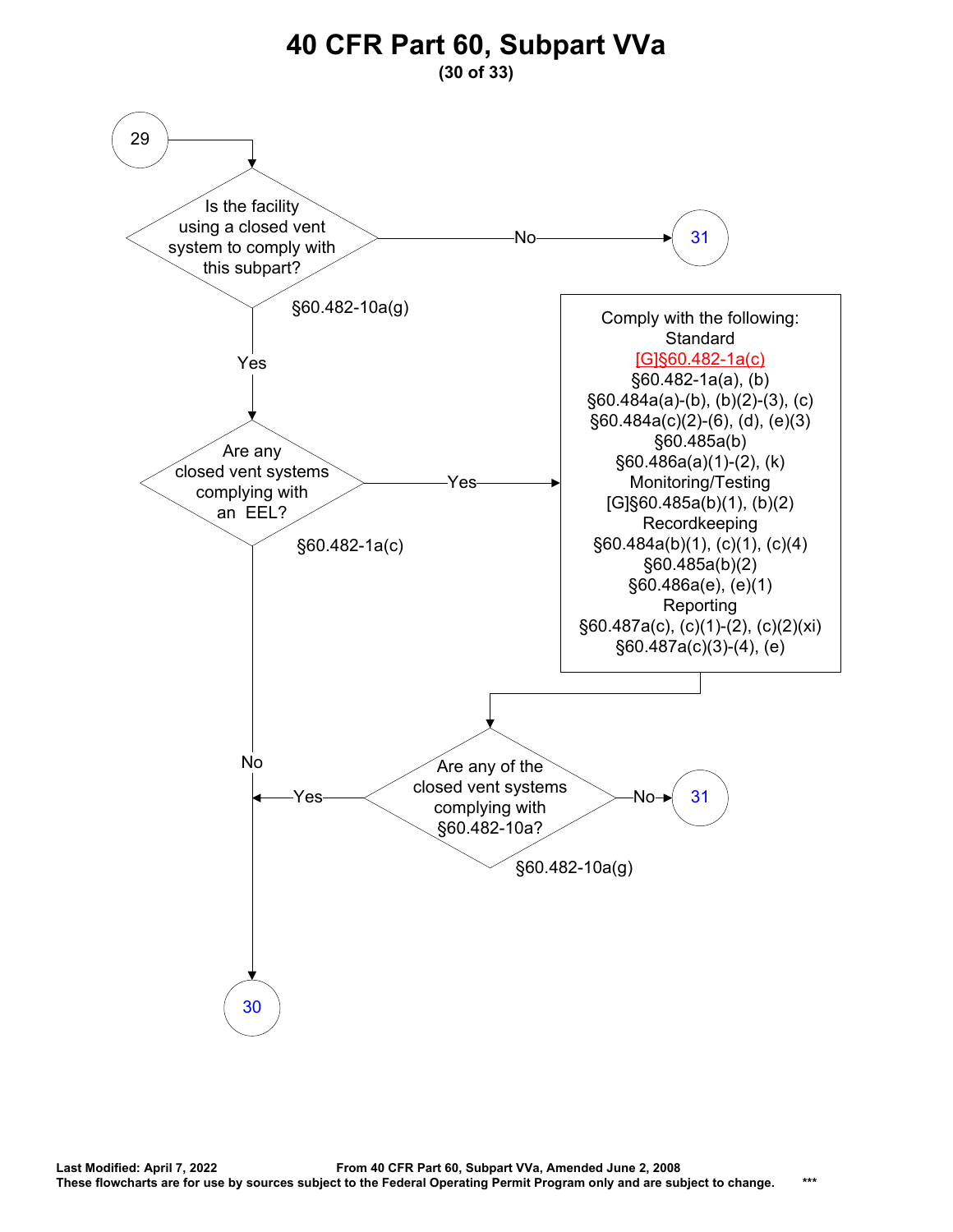# 40 CFR Part 60, Subpart VVa

**(30 of 33)**

29 → Is the facility using a closed vent system to comply with this subpart? §60.482-10a(g)

- No → 31
- Yes → Are any closed vent systems complying with an EEL? §60.482-1a(c)
  - No → 30
  - Yes → Comply with the following:

    Standard
    [G]§60.482-1a(c)
    §60.482-1a(a), (b)
    §60.484a(a)-(b), (b)(2)-(3), (c)
    §60.484a(c)(2)-(6), (d), (e)(3)
    §60.485a(b)
    §60.486a(a)(1)-(2), (k)

    Monitoring/Testing
    [G]§60.485a(b)(1), (b)(2)

    Recordkeeping
    §60.484a(b)(1), (c)(1), (c)(4)
    §60.485a(b)(2)
    §60.486a(e), (e)(1)

    Reporting
    §60.487a(c), (c)(1)-(2), (c)(2)(xi)
    §60.487a(c)(3)-(4), (e)

    → Are any of the closed vent systems complying with §60.482-10a? §60.482-10a(g)
    - Yes → 30
    - No → 31

**Last Modified: April 7, 2022** **From 40 CFR Part 60, Subpart VVa, Amended June 2, 2008**
**These flowcharts are for use by sources subject to the Federal Operating Permit Program only and are subject to change.** ***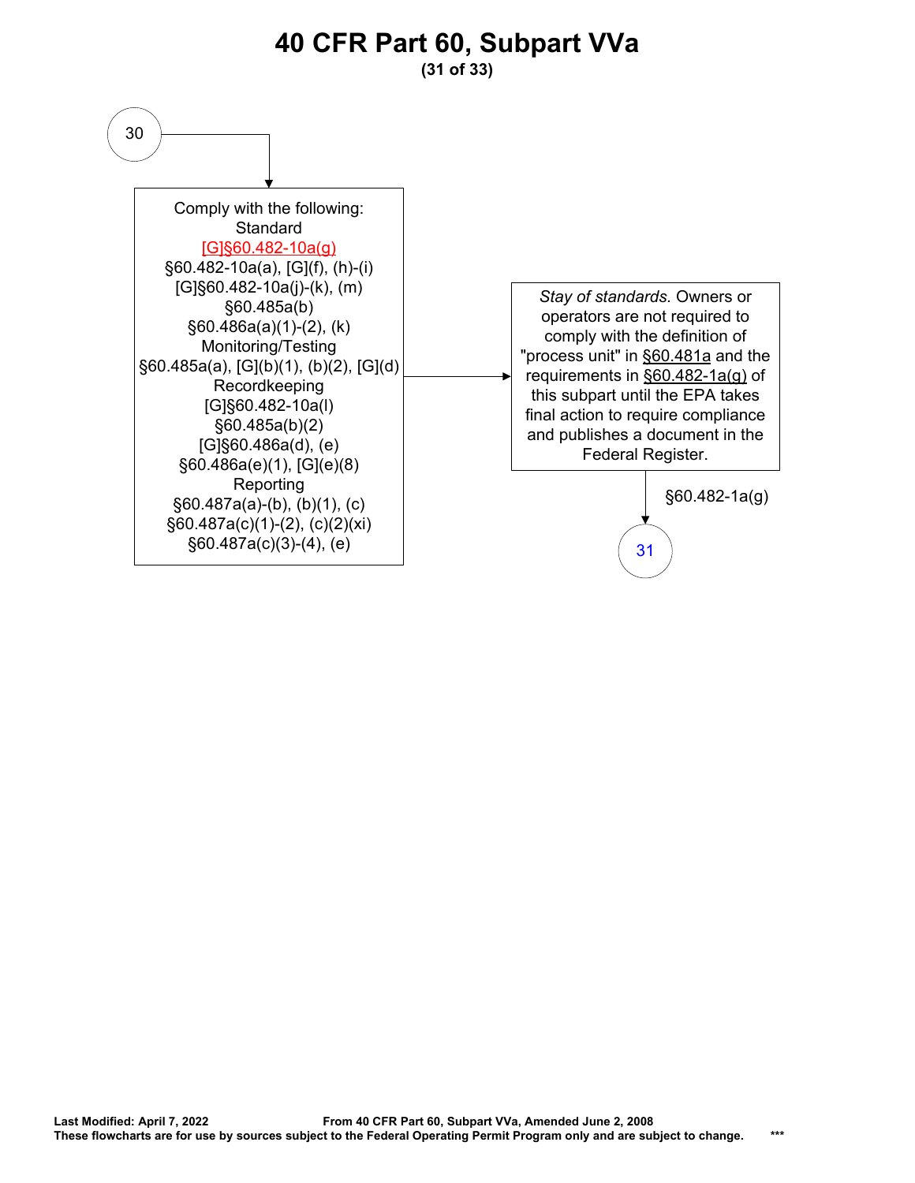# 40 CFR Part 60, Subpart VVa

30

Comply with the following:
Standard
[G]§60.482-10a(g)
§60.482-10a(a), [G](f), (h)-(i)
[G]§60.482-10a(j)-(k), (m)
§60.485a(b)
§60.486a(a)(1)-(2), (k)
Monitoring/Testing
§60.485a(a), [G](b)(1), (b)(2), [G](d)
Recordkeeping
[G]§60.482-10a(l)
§60.485a(b)(2)
[G]§60.486a(d), (e)
§60.486a(e)(1), [G](e)(8)
Reporting
§60.487a(a)-(b), (b)(1), (c)
§60.487a(c)(1)-(2), (c)(2)(xi)
§60.487a(c)(3)-(4), (e)

*Stay of standards.* Owners or operators are not required to comply with the definition of "process unit" in §60.481a and the requirements in §60.482-1a(g) of this subpart until the EPA takes final action to require compliance and publishes a document in the Federal Register.

§60.482-1a(g)

31

**Last Modified: April 7, 2022** **From 40 CFR Part 60, Subpart VVa, Amended June 2, 2008**
**These flowcharts are for use by sources subject to the Federal Operating Permit Program only and are subject to change.** ***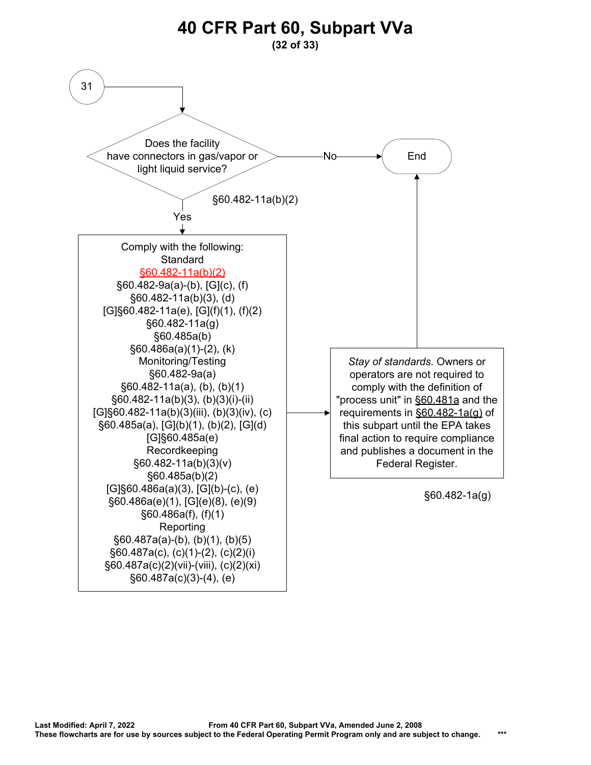# 40 CFR Part 60, Subpart VVa

31

Does the facility have connectors in gas/vapor or light liquid service?

§60.482-11a(b)(2)

No → End

Yes ↓

Comply with the following:

Standard

§60.482-11a(b)(2)

§60.482-9a(a)-(b), [G](c), (f)

§60.482-11a(b)(3), (d)

[G]§60.482-11a(e), [G](f)(1), (f)(2)

§60.482-11a(g)

§60.485a(b)

§60.486a(a)(1)-(2), (k)

Monitoring/Testing

§60.482-9a(a)

§60.482-11a(a), (b), (b)(1)

§60.482-11a(b)(3), (b)(3)(i)-(ii)

[G]§60.482-11a(b)(3)(iii), (b)(3)(iv), (c)

§60.485a(a), [G](b)(1), (b)(2), [G](d)

[G]§60.485a(e)

Recordkeeping

§60.482-11a(b)(3)(v)

§60.485a(b)(2)

[G]§60.486a(a)(3), [G](b)-(c), (e)

§60.486a(e)(1), [G](e)(8), (e)(9)

§60.486a(f), (f)(1)

Reporting

§60.487a(a)-(b), (b)(1), (b)(5)

§60.487a(c), (c)(1)-(2), (c)(2)(i)

§60.487a(c)(2)(vii)-(viii), (c)(2)(xi)

§60.487a(c)(3)-(4), (e)

→

*Stay of standards.* Owners or operators are not required to comply with the definition of "process unit" in §60.481a and the requirements in §60.482-1a(g) of this subpart until the EPA takes final action to require compliance and publishes a document in the Federal Register.

§60.482-1a(g)

→ End

**Last Modified: April 7, 2022** **From 40 CFR Part 60, Subpart VVa, Amended June 2, 2008**

**These flowcharts are for use by sources subject to the Federal Operating Permit Program only and are subject to change.** **\*\*\***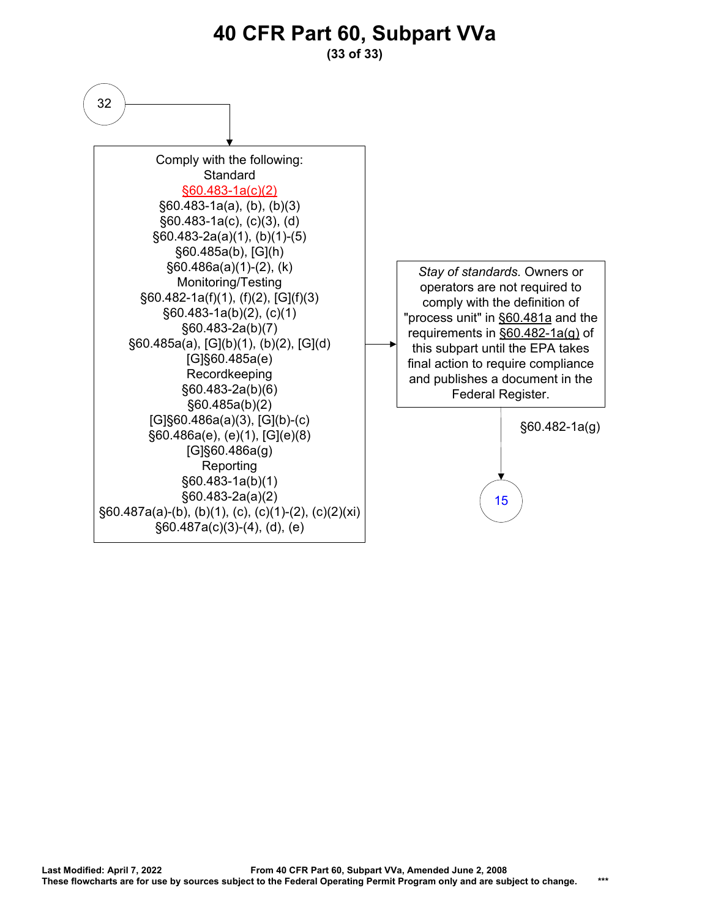# 40 CFR Part 60, Subpart VVa

32

Comply with the following:

Standard

§60.483-1a(c)(2)

§60.483-1a(a), (b), (b)(3)

§60.483-1a(c), (c)(3), (d)

§60.483-2a(a)(1), (b)(1)-(5)

§60.485a(b), [G](h)

§60.486a(a)(1)-(2), (k)

Monitoring/Testing

§60.482-1a(f)(1), (f)(2), [G](f)(3)

§60.483-1a(b)(2), (c)(1)

§60.483-2a(b)(7)

§60.485a(a), [G](b)(1), (b)(2), [G](d)

[G]§60.485a(e)

Recordkeeping

§60.483-2a(b)(6)

§60.485a(b)(2)

[G]§60.486a(a)(3), [G](b)-(c)

§60.486a(e), (e)(1), [G](e)(8)

[G]§60.486a(g)

Reporting

§60.483-1a(b)(1)

§60.483-2a(a)(2)

§60.487a(a)-(b), (b)(1), (c), (c)(1)-(2), (c)(2)(xi)

§60.487a(c)(3)-(4), (d), (e)

*Stay of standards.* Owners or operators are not required to comply with the definition of "process unit" in §60.481a and the requirements in §60.482-1a(g) of this subpart until the EPA takes final action to require compliance and publishes a document in the Federal Register.

§60.482-1a(g)

15

**Last Modified: April 7, 2022** **From 40 CFR Part 60, Subpart VVa, Amended June 2, 2008**

**These flowcharts are for use by sources subject to the Federal Operating Permit Program only and are subject to change.** ***